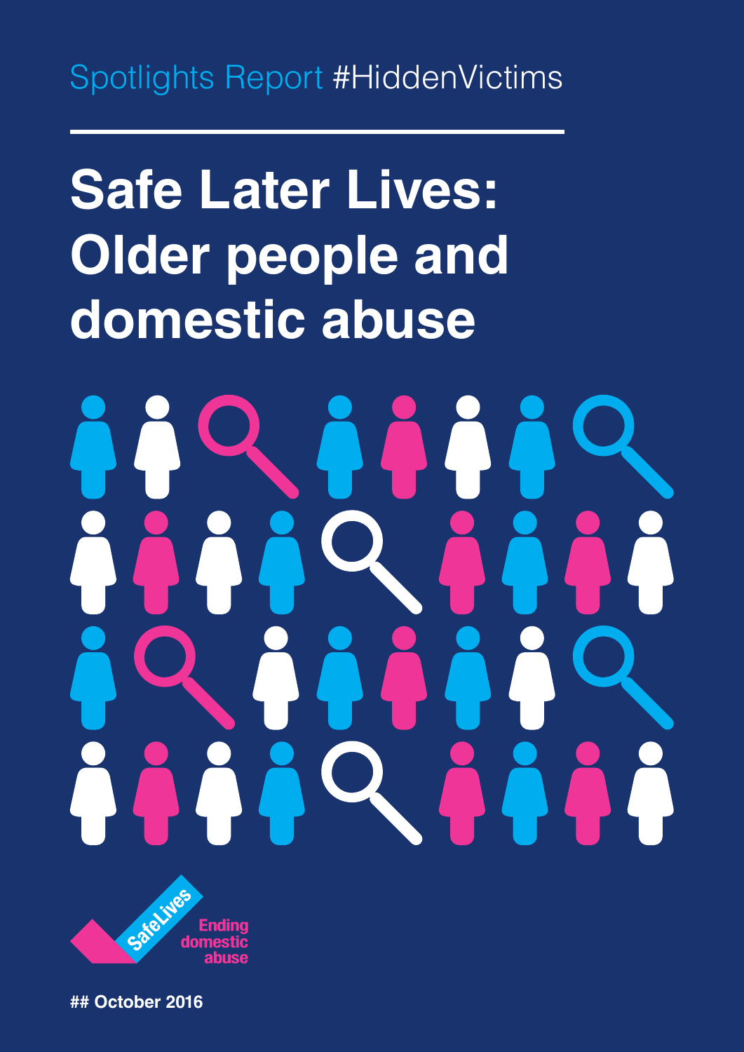Spotlights Report #HiddenVictims

# Safe Later Lives: Older people and domestic abuse

SafeLives

Ending domestic abuse

## October 2016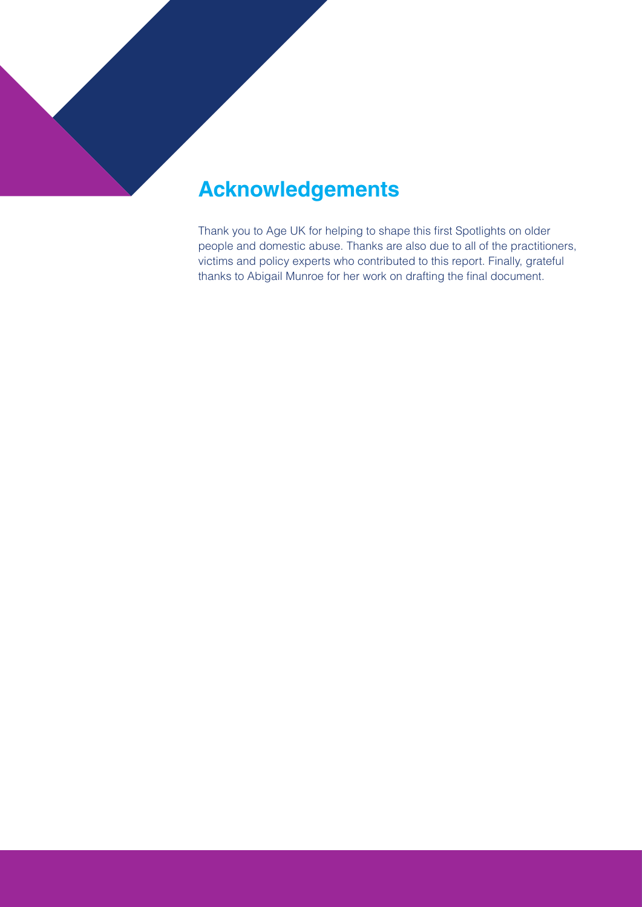# Acknowledgements

Thank you to Age UK for helping to shape this first Spotlights on older people and domestic abuse. Thanks are also due to all of the practitioners, victims and policy experts who contributed to this report. Finally, grateful thanks to Abigail Munroe for her work on drafting the final document.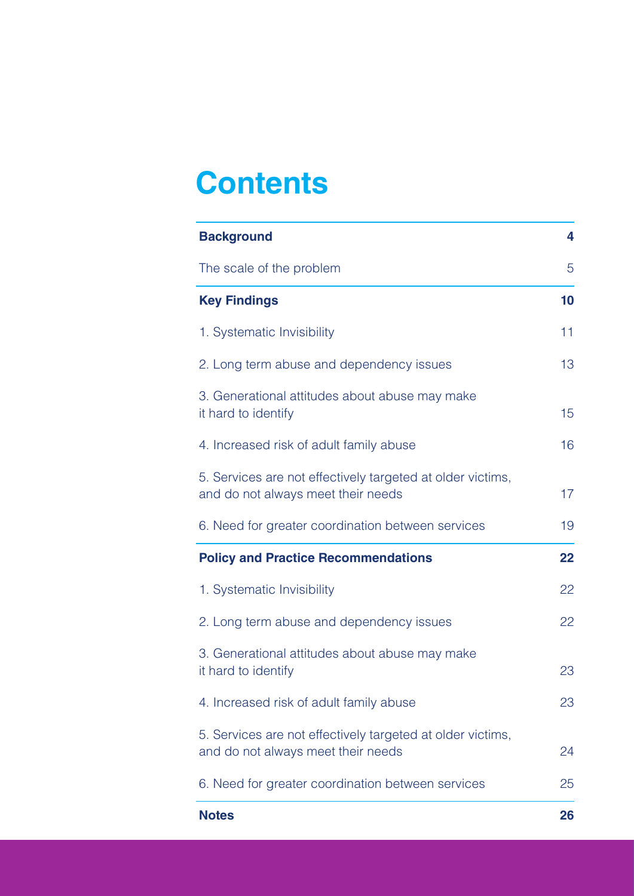# Contents

| | |
|---|---|
| **Background** | **4** |
| The scale of the problem | 5 |
| **Key Findings** | **10** |
| 1. Systematic Invisibility | 11 |
| 2. Long term abuse and dependency issues | 13 |
| 3. Generational attitudes about abuse may make it hard to identify | 15 |
| 4. Increased risk of adult family abuse | 16 |
| 5. Services are not effectively targeted at older victims, and do not always meet their needs | 17 |
| 6. Need for greater coordination between services | 19 |
| **Policy and Practice Recommendations** | **22** |
| 1. Systematic Invisibility | 22 |
| 2. Long term abuse and dependency issues | 22 |
| 3. Generational attitudes about abuse may make it hard to identify | 23 |
| 4. Increased risk of adult family abuse | 23 |
| 5. Services are not effectively targeted at older victims, and do not always meet their needs | 24 |
| 6. Need for greater coordination between services | 25 |
| **Notes** | **26** |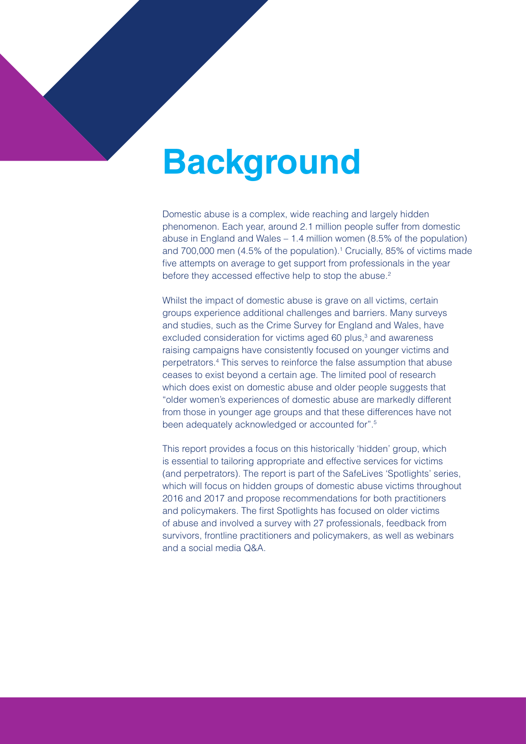# Background

Domestic abuse is a complex, wide reaching and largely hidden phenomenon. Each year, around 2.1 million people suffer from domestic abuse in England and Wales – 1.4 million women (8.5% of the population) and 700,000 men (4.5% of the population).[1] Crucially, 85% of victims made five attempts on average to get support from professionals in the year before they accessed effective help to stop the abuse.[2]

Whilst the impact of domestic abuse is grave on all victims, certain groups experience additional challenges and barriers. Many surveys and studies, such as the Crime Survey for England and Wales, have excluded consideration for victims aged 60 plus,[3] and awareness raising campaigns have consistently focused on younger victims and perpetrators.[4] This serves to reinforce the false assumption that abuse ceases to exist beyond a certain age. The limited pool of research which does exist on domestic abuse and older people suggests that "older women's experiences of domestic abuse are markedly different from those in younger age groups and that these differences have not been adequately acknowledged or accounted for".[5]

This report provides a focus on this historically 'hidden' group, which is essential to tailoring appropriate and effective services for victims (and perpetrators). The report is part of the SafeLives 'Spotlights' series, which will focus on hidden groups of domestic abuse victims throughout 2016 and 2017 and propose recommendations for both practitioners and policymakers. The first Spotlights has focused on older victims of abuse and involved a survey with 27 professionals, feedback from survivors, frontline practitioners and policymakers, as well as webinars and a social media Q&A.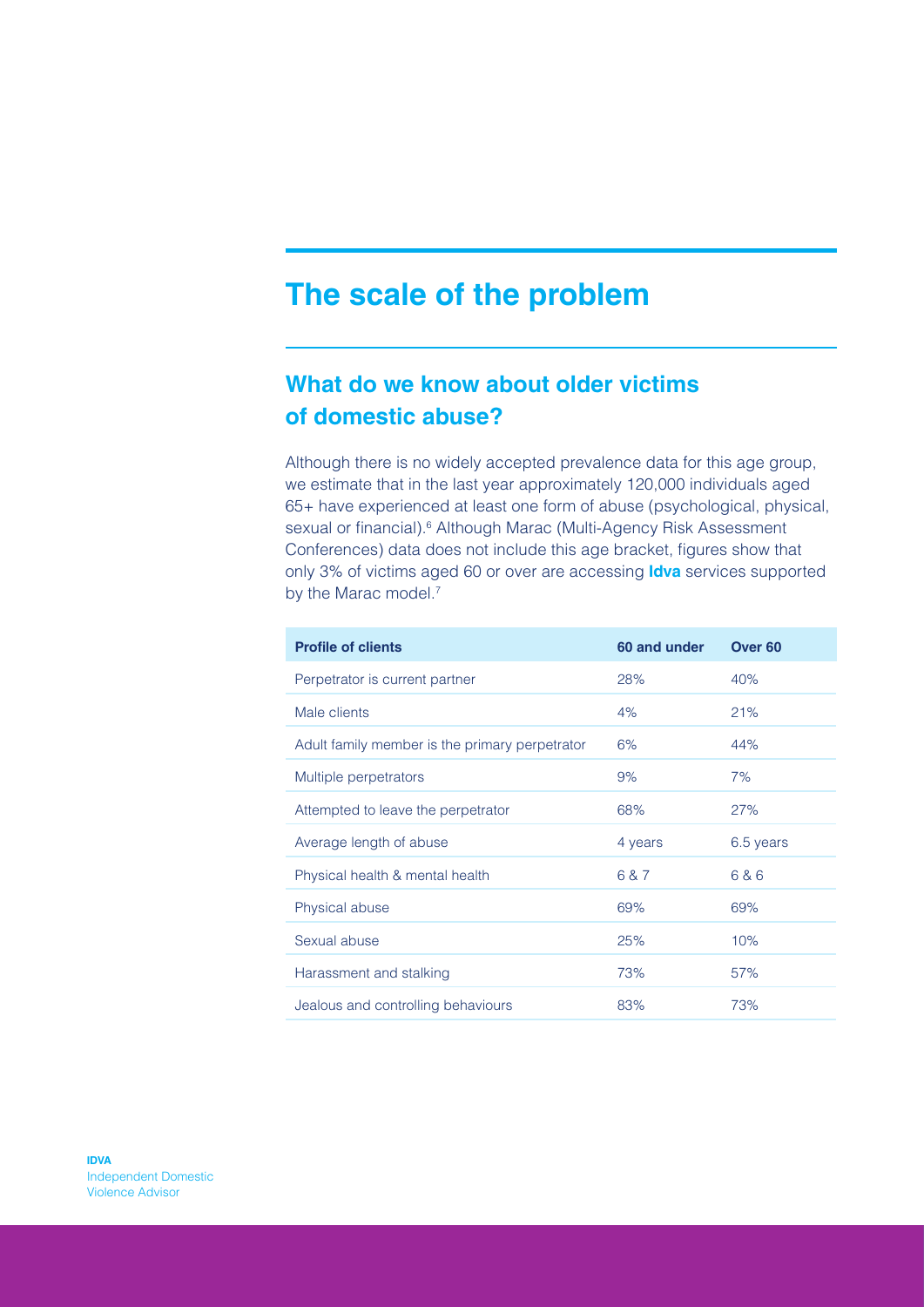# The scale of the problem

## What do we know about older victims of domestic abuse?

Although there is no widely accepted prevalence data for this age group, we estimate that in the last year approximately 120,000 individuals aged 65+ have experienced at least one form of abuse (psychological, physical, sexual or financial).[6] Although Marac (Multi-Agency Risk Assessment Conferences) data does not include this age bracket, figures show that only 3% of victims aged 60 or over are accessing **Idva** services supported by the Marac model.[7]

| Profile of clients | 60 and under | Over 60 |
| --- | --- | --- |
| Perpetrator is current partner | 28% | 40% |
| Male clients | 4% | 21% |
| Adult family member is the primary perpetrator | 6% | 44% |
| Multiple perpetrators | 9% | 7% |
| Attempted to leave the perpetrator | 68% | 27% |
| Average length of abuse | 4 years | 6.5 years |
| Physical health & mental health | 6 & 7 | 6 & 6 |
| Physical abuse | 69% | 69% |
| Sexual abuse | 25% | 10% |
| Harassment and stalking | 73% | 57% |
| Jealous and controlling behaviours | 83% | 73% |

**IDVA**
Independent Domestic Violence Advisor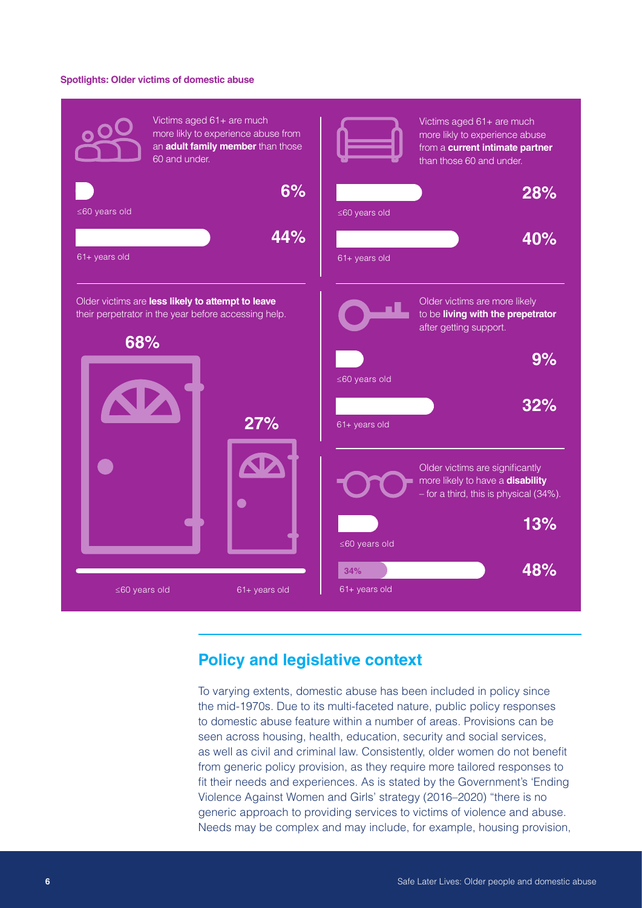**Spotlights: Older victims of domestic abuse**

Victims aged 61+ are much more likly to experience abuse from an **adult family member** than those 60 and under.

- ≤60 years old: 6%
- 61+ years old: 44%

Victims aged 61+ are much more likly to experience abuse from a **current intimate partner** than those 60 and under.

- ≤60 years old: 28%
- 61+ years old: 40%

Older victims are **less likely to attempt to leave** their perpetrator in the year before accessing help.

- ≤60 years old: 68%
- 61+ years old: 27%

Older victims are more likely to be **living with the prepetrator** after getting support.

- ≤60 years old: 9%
- 61+ years old: 32%

Older victims are significantly more likely to have a **disability** – for a third, this is physical (34%).

- ≤60 years old: 13%
- 61+ years old: 48% (34%)

## Policy and legislative context

To varying extents, domestic abuse has been included in policy since the mid-1970s. Due to its multi-faceted nature, public policy responses to domestic abuse feature within a number of areas. Provisions can be seen across housing, health, education, security and social services, as well as civil and criminal law. Consistently, older women do not benefit from generic policy provision, as they require more tailored responses to fit their needs and experiences. As is stated by the Government's 'Ending Violence Against Women and Girls' strategy (2016–2020) "there is no generic approach to providing services to victims of violence and abuse. Needs may be complex and may include, for example, housing provision,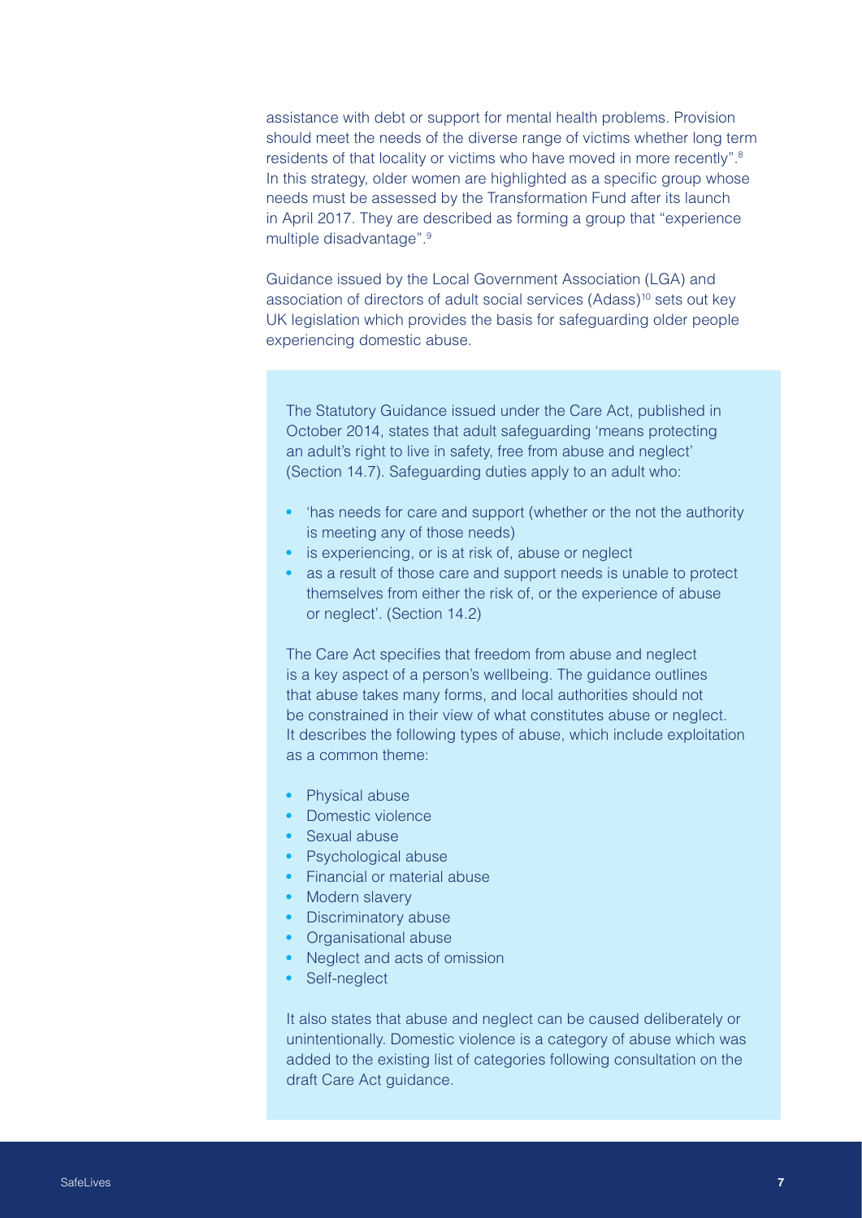assistance with debt or support for mental health problems. Provision should meet the needs of the diverse range of victims whether long term residents of that locality or victims who have moved in more recently".[8] In this strategy, older women are highlighted as a specific group whose needs must be assessed by the Transformation Fund after its launch in April 2017. They are described as forming a group that "experience multiple disadvantage".[9]

Guidance issued by the Local Government Association (LGA) and association of directors of adult social services (Adass)[10] sets out key UK legislation which provides the basis for safeguarding older people experiencing domestic abuse.

The Statutory Guidance issued under the Care Act, published in October 2014, states that adult safeguarding 'means protecting an adult's right to live in safety, free from abuse and neglect' (Section 14.7). Safeguarding duties apply to an adult who:

- 'has needs for care and support (whether or the not the authority is meeting any of those needs)
- is experiencing, or is at risk of, abuse or neglect
- as a result of those care and support needs is unable to protect themselves from either the risk of, or the experience of abuse or neglect'. (Section 14.2)

The Care Act specifies that freedom from abuse and neglect is a key aspect of a person's wellbeing. The guidance outlines that abuse takes many forms, and local authorities should not be constrained in their view of what constitutes abuse or neglect. It describes the following types of abuse, which include exploitation as a common theme:

- Physical abuse
- Domestic violence
- Sexual abuse
- Psychological abuse
- Financial or material abuse
- Modern slavery
- Discriminatory abuse
- Organisational abuse
- Neglect and acts of omission
- Self-neglect

It also states that abuse and neglect can be caused deliberately or unintentionally. Domestic violence is a category of abuse which was added to the existing list of categories following consultation on the draft Care Act guidance.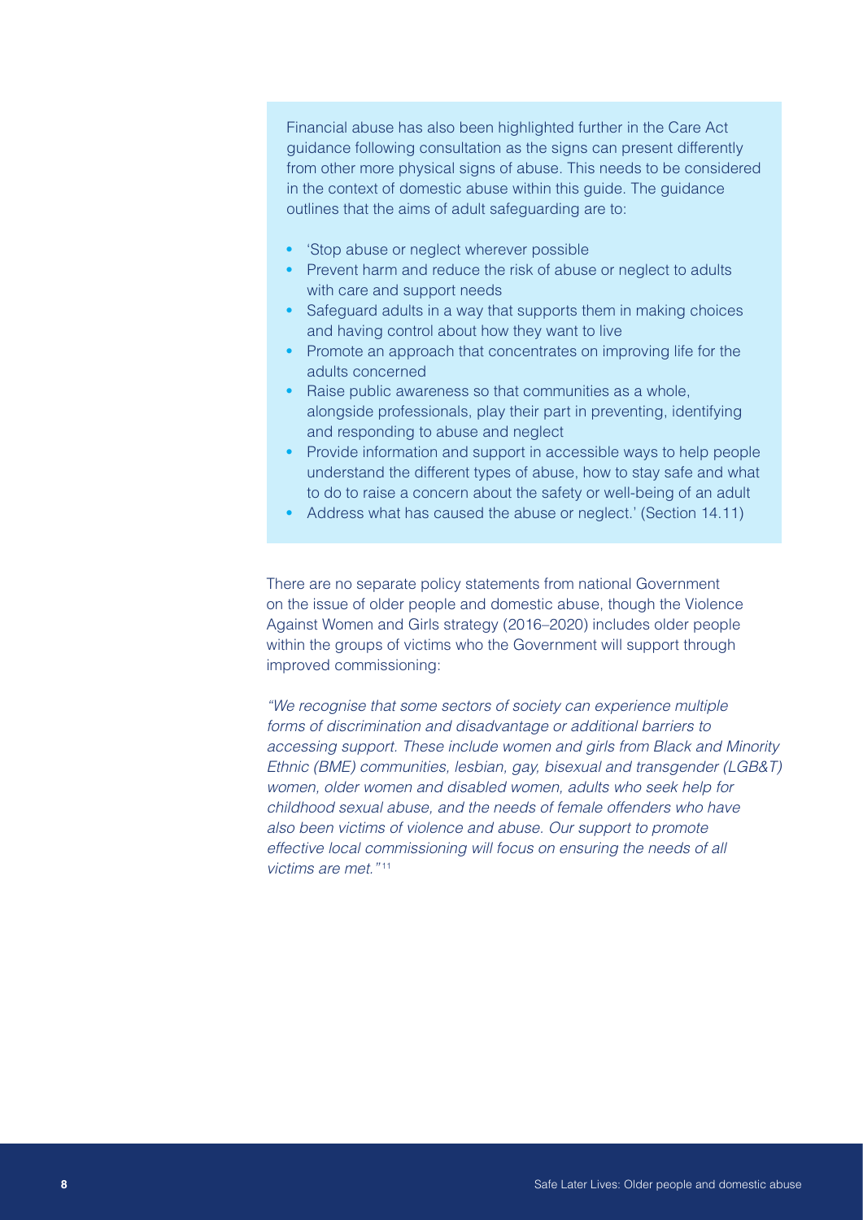Financial abuse has also been highlighted further in the Care Act guidance following consultation as the signs can present differently from other more physical signs of abuse. This needs to be considered in the context of domestic abuse within this guide. The guidance outlines that the aims of adult safeguarding are to:

- 'Stop abuse or neglect wherever possible
- Prevent harm and reduce the risk of abuse or neglect to adults with care and support needs
- Safeguard adults in a way that supports them in making choices and having control about how they want to live
- Promote an approach that concentrates on improving life for the adults concerned
- Raise public awareness so that communities as a whole, alongside professionals, play their part in preventing, identifying and responding to abuse and neglect
- Provide information and support in accessible ways to help people understand the different types of abuse, how to stay safe and what to do to raise a concern about the safety or well-being of an adult
- Address what has caused the abuse or neglect.' (Section 14.11)

There are no separate policy statements from national Government on the issue of older people and domestic abuse, though the Violence Against Women and Girls strategy (2016–2020) includes older people within the groups of victims who the Government will support through improved commissioning:

*"We recognise that some sectors of society can experience multiple forms of discrimination and disadvantage or additional barriers to accessing support. These include women and girls from Black and Minority Ethnic (BME) communities, lesbian, gay, bisexual and transgender (LGB&T) women, older women and disabled women, adults who seek help for childhood sexual abuse, and the needs of female offenders who have also been victims of violence and abuse. Our support to promote effective local commissioning will focus on ensuring the needs of all victims are met."*[11]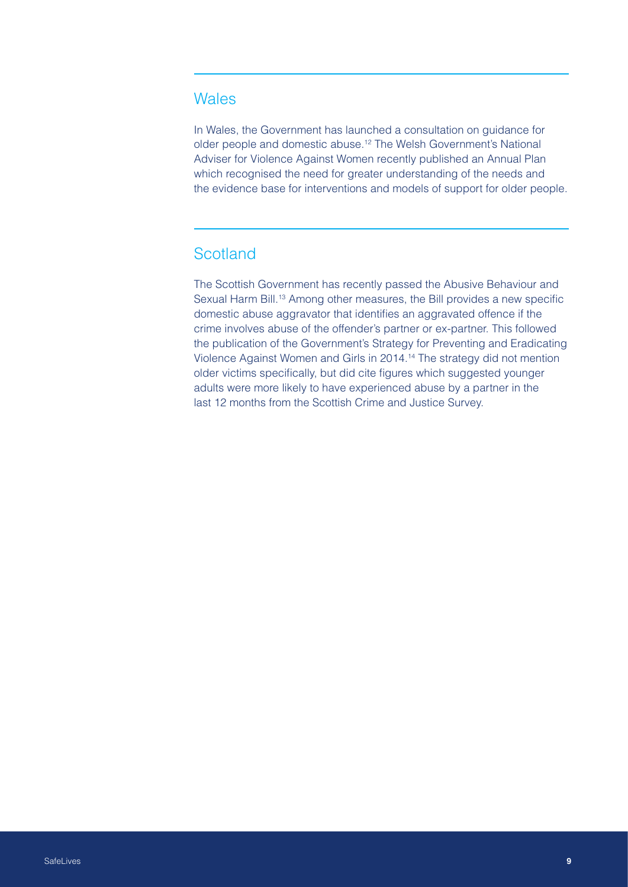## Wales

In Wales, the Government has launched a consultation on guidance for older people and domestic abuse.[12] The Welsh Government's National Adviser for Violence Against Women recently published an Annual Plan which recognised the need for greater understanding of the needs and the evidence base for interventions and models of support for older people.

## Scotland

The Scottish Government has recently passed the Abusive Behaviour and Sexual Harm Bill.[13] Among other measures, the Bill provides a new specific domestic abuse aggravator that identifies an aggravated offence if the crime involves abuse of the offender's partner or ex-partner. This followed the publication of the Government's Strategy for Preventing and Eradicating Violence Against Women and Girls in 2014.[14] The strategy did not mention older victims specifically, but did cite figures which suggested younger adults were more likely to have experienced abuse by a partner in the last 12 months from the Scottish Crime and Justice Survey.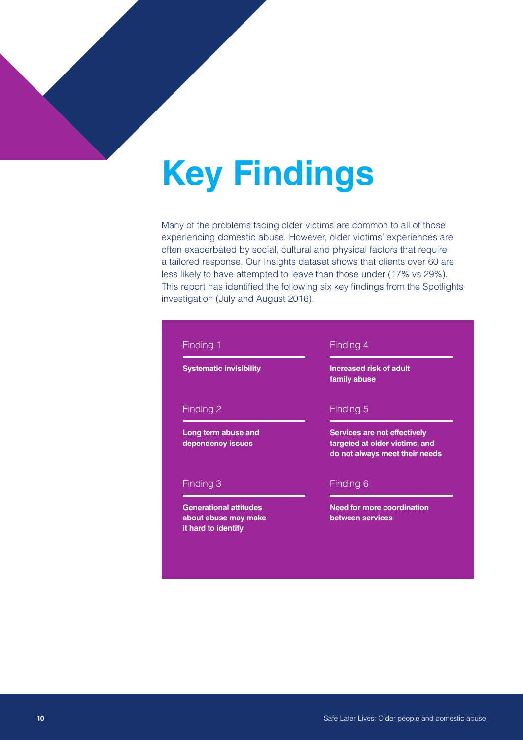# Key Findings

Many of the problems facing older victims are common to all of those experiencing domestic abuse. However, older victims' experiences are often exacerbated by social, cultural and physical factors that require a tailored response. Our Insights dataset shows that clients over 60 are less likely to have attempted to leave than those under (17% vs 29%). This report has identified the following six key findings from the Spotlights investigation (July and August 2016).

Finding 1

**Systematic invisibility**

Finding 2

**Long term abuse and dependency issues**

Finding 3

**Generational attitudes about abuse may make it hard to identify**

Finding 4

**Increased risk of adult family abuse**

Finding 5

**Services are not effectively targeted at older victims, and do not always meet their needs**

Finding 6

**Need for more coordination between services**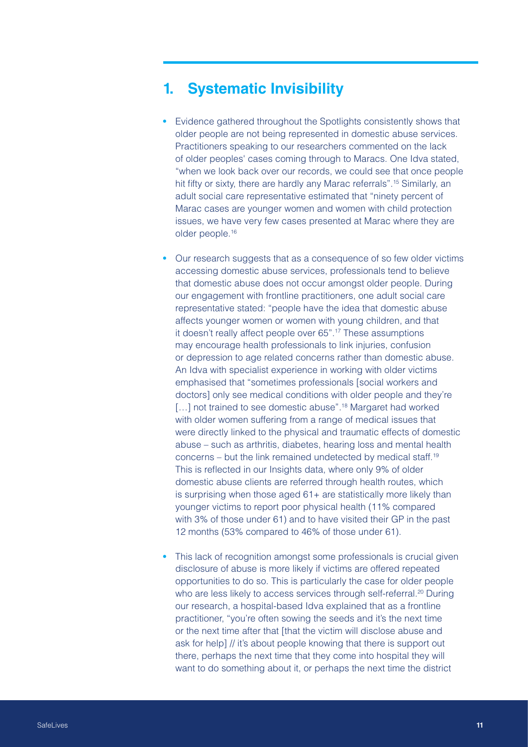## 1. Systematic Invisibility

- Evidence gathered throughout the Spotlights consistently shows that older people are not being represented in domestic abuse services. Practitioners speaking to our researchers commented on the lack of older peoples' cases coming through to Maracs. One Idva stated, "when we look back over our records, we could see that once people hit fifty or sixty, there are hardly any Marac referrals".[15] Similarly, an adult social care representative estimated that "ninety percent of Marac cases are younger women and women with child protection issues, we have very few cases presented at Marac where they are older people.[16]

- Our research suggests that as a consequence of so few older victims accessing domestic abuse services, professionals tend to believe that domestic abuse does not occur amongst older people. During our engagement with frontline practitioners, one adult social care representative stated: "people have the idea that domestic abuse affects younger women or women with young children, and that it doesn't really affect people over 65".[17] These assumptions may encourage health professionals to link injuries, confusion or depression to age related concerns rather than domestic abuse. An Idva with specialist experience in working with older victims emphasised that "sometimes professionals [social workers and doctors] only see medical conditions with older people and they're […] not trained to see domestic abuse".[18] Margaret had worked with older women suffering from a range of medical issues that were directly linked to the physical and traumatic effects of domestic abuse – such as arthritis, diabetes, hearing loss and mental health concerns – but the link remained undetected by medical staff.[19] This is reflected in our Insights data, where only 9% of older domestic abuse clients are referred through health routes, which is surprising when those aged 61+ are statistically more likely than younger victims to report poor physical health (11% compared with 3% of those under 61) and to have visited their GP in the past 12 months (53% compared to 46% of those under 61).

- This lack of recognition amongst some professionals is crucial given disclosure of abuse is more likely if victims are offered repeated opportunities to do so. This is particularly the case for older people who are less likely to access services through self-referral.[20] During our research, a hospital-based Idva explained that as a frontline practitioner, "you're often sowing the seeds and it's the next time or the next time after that [that the victim will disclose abuse and ask for help] // it's about people knowing that there is support out there, perhaps the next time that they come into hospital they will want to do something about it, or perhaps the next time the district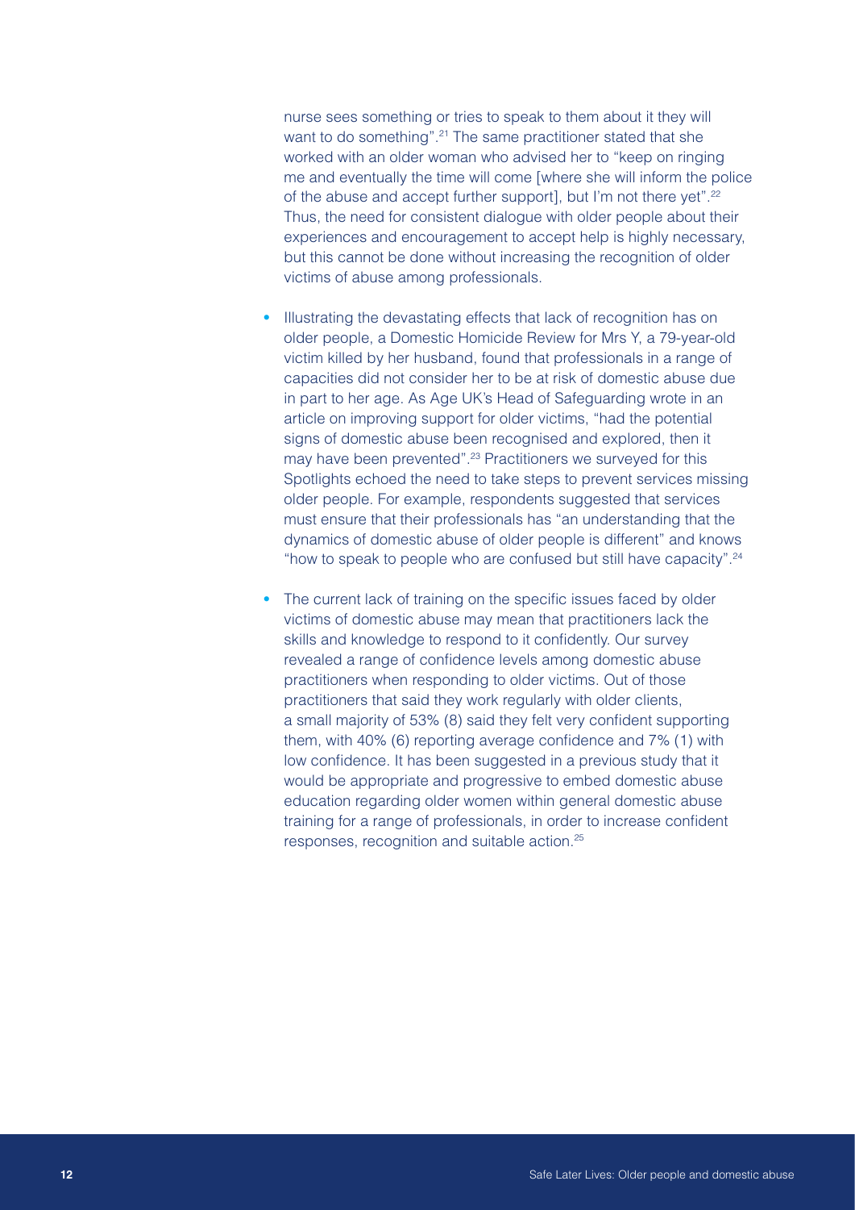nurse sees something or tries to speak to them about it they will want to do something".[21] The same practitioner stated that she worked with an older woman who advised her to "keep on ringing me and eventually the time will come [where she will inform the police of the abuse and accept further support], but I'm not there yet".[22] Thus, the need for consistent dialogue with older people about their experiences and encouragement to accept help is highly necessary, but this cannot be done without increasing the recognition of older victims of abuse among professionals.

- Illustrating the devastating effects that lack of recognition has on older people, a Domestic Homicide Review for Mrs Y, a 79-year-old victim killed by her husband, found that professionals in a range of capacities did not consider her to be at risk of domestic abuse due in part to her age. As Age UK's Head of Safeguarding wrote in an article on improving support for older victims, "had the potential signs of domestic abuse been recognised and explored, then it may have been prevented".[23] Practitioners we surveyed for this Spotlights echoed the need to take steps to prevent services missing older people. For example, respondents suggested that services must ensure that their professionals has "an understanding that the dynamics of domestic abuse of older people is different" and knows "how to speak to people who are confused but still have capacity".[24]

- The current lack of training on the specific issues faced by older victims of domestic abuse may mean that practitioners lack the skills and knowledge to respond to it confidently. Our survey revealed a range of confidence levels among domestic abuse practitioners when responding to older victims. Out of those practitioners that said they work regularly with older clients, a small majority of 53% (8) said they felt very confident supporting them, with 40% (6) reporting average confidence and 7% (1) with low confidence. It has been suggested in a previous study that it would be appropriate and progressive to embed domestic abuse education regarding older women within general domestic abuse training for a range of professionals, in order to increase confident responses, recognition and suitable action.[25]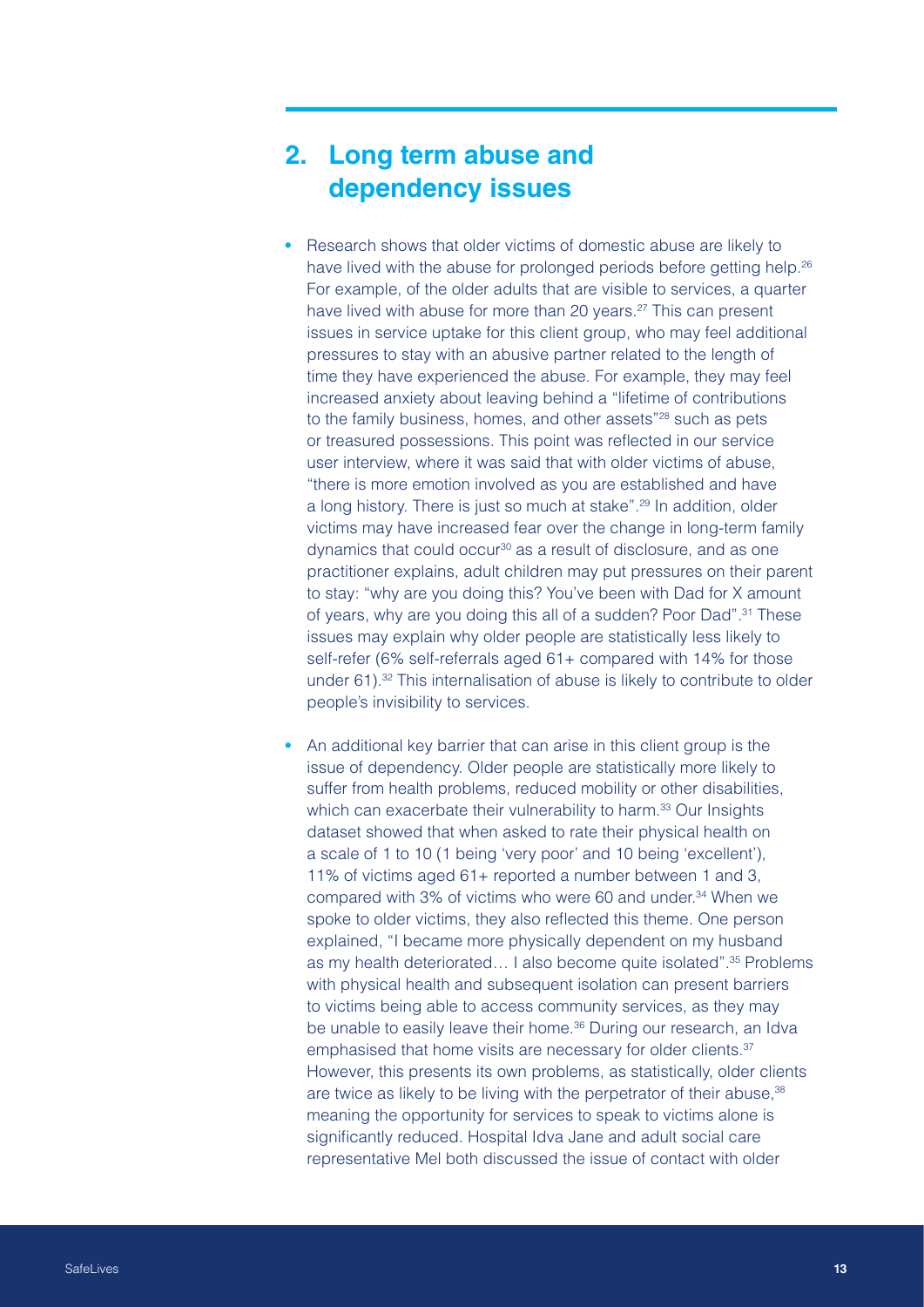## 2. Long term abuse and dependency issues

- Research shows that older victims of domestic abuse are likely to have lived with the abuse for prolonged periods before getting help.[26] For example, of the older adults that are visible to services, a quarter have lived with abuse for more than 20 years.[27] This can present issues in service uptake for this client group, who may feel additional pressures to stay with an abusive partner related to the length of time they have experienced the abuse. For example, they may feel increased anxiety about leaving behind a "lifetime of contributions to the family business, homes, and other assets"[28] such as pets or treasured possessions. This point was reflected in our service user interview, where it was said that with older victims of abuse, "there is more emotion involved as you are established and have a long history. There is just so much at stake".[29] In addition, older victims may have increased fear over the change in long-term family dynamics that could occur[30] as a result of disclosure, and as one practitioner explains, adult children may put pressures on their parent to stay: "why are you doing this? You've been with Dad for X amount of years, why are you doing this all of a sudden? Poor Dad".[31] These issues may explain why older people are statistically less likely to self-refer (6% self-referrals aged 61+ compared with 14% for those under 61).[32] This internalisation of abuse is likely to contribute to older people's invisibility to services.

- An additional key barrier that can arise in this client group is the issue of dependency. Older people are statistically more likely to suffer from health problems, reduced mobility or other disabilities, which can exacerbate their vulnerability to harm.[33] Our Insights dataset showed that when asked to rate their physical health on a scale of 1 to 10 (1 being 'very poor' and 10 being 'excellent'), 11% of victims aged 61+ reported a number between 1 and 3, compared with 3% of victims who were 60 and under.[34] When we spoke to older victims, they also reflected this theme. One person explained, "I became more physically dependent on my husband as my health deteriorated… I also become quite isolated".[35] Problems with physical health and subsequent isolation can present barriers to victims being able to access community services, as they may be unable to easily leave their home.[36] During our research, an Idva emphasised that home visits are necessary for older clients.[37] However, this presents its own problems, as statistically, older clients are twice as likely to be living with the perpetrator of their abuse,[38] meaning the opportunity for services to speak to victims alone is significantly reduced. Hospital Idva Jane and adult social care representative Mel both discussed the issue of contact with older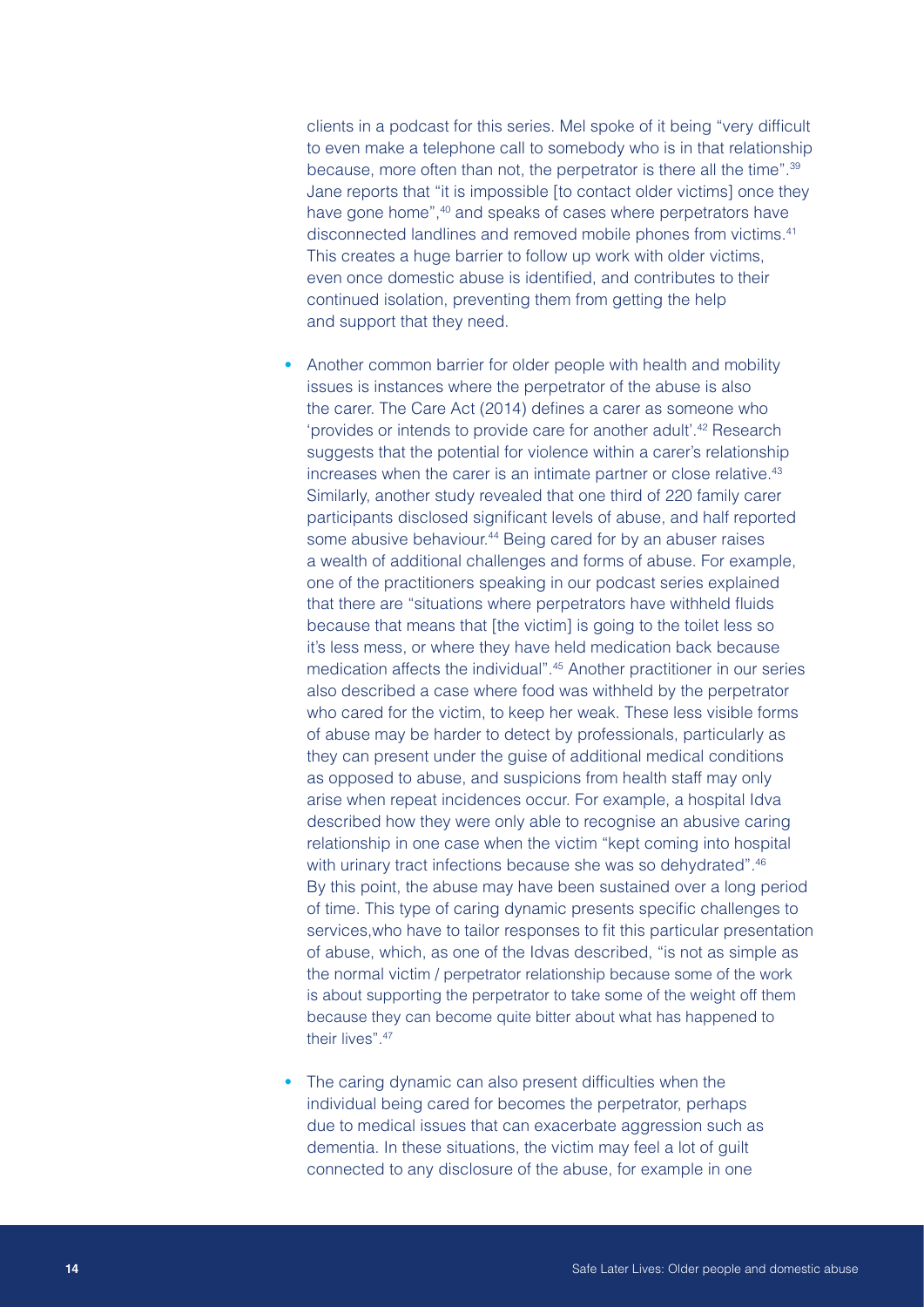clients in a podcast for this series. Mel spoke of it being "very difficult to even make a telephone call to somebody who is in that relationship because, more often than not, the perpetrator is there all the time".[39] Jane reports that "it is impossible [to contact older victims] once they have gone home",[40] and speaks of cases where perpetrators have disconnected landlines and removed mobile phones from victims.[41] This creates a huge barrier to follow up work with older victims, even once domestic abuse is identified, and contributes to their continued isolation, preventing them from getting the help and support that they need.

- Another common barrier for older people with health and mobility issues is instances where the perpetrator of the abuse is also the carer. The Care Act (2014) defines a carer as someone who 'provides or intends to provide care for another adult'.[42] Research suggests that the potential for violence within a carer's relationship increases when the carer is an intimate partner or close relative.[43] Similarly, another study revealed that one third of 220 family carer participants disclosed significant levels of abuse, and half reported some abusive behaviour.[44] Being cared for by an abuser raises a wealth of additional challenges and forms of abuse. For example, one of the practitioners speaking in our podcast series explained that there are "situations where perpetrators have withheld fluids because that means that [the victim] is going to the toilet less so it's less mess, or where they have held medication back because medication affects the individual".[45] Another practitioner in our series also described a case where food was withheld by the perpetrator who cared for the victim, to keep her weak. These less visible forms of abuse may be harder to detect by professionals, particularly as they can present under the guise of additional medical conditions as opposed to abuse, and suspicions from health staff may only arise when repeat incidences occur. For example, a hospital Idva described how they were only able to recognise an abusive caring relationship in one case when the victim "kept coming into hospital with urinary tract infections because she was so dehydrated".[46] By this point, the abuse may have been sustained over a long period of time. This type of caring dynamic presents specific challenges to services,who have to tailor responses to fit this particular presentation of abuse, which, as one of the Idvas described, "is not as simple as the normal victim / perpetrator relationship because some of the work is about supporting the perpetrator to take some of the weight off them because they can become quite bitter about what has happened to their lives".[47]

- The caring dynamic can also present difficulties when the individual being cared for becomes the perpetrator, perhaps due to medical issues that can exacerbate aggression such as dementia. In these situations, the victim may feel a lot of guilt connected to any disclosure of the abuse, for example in one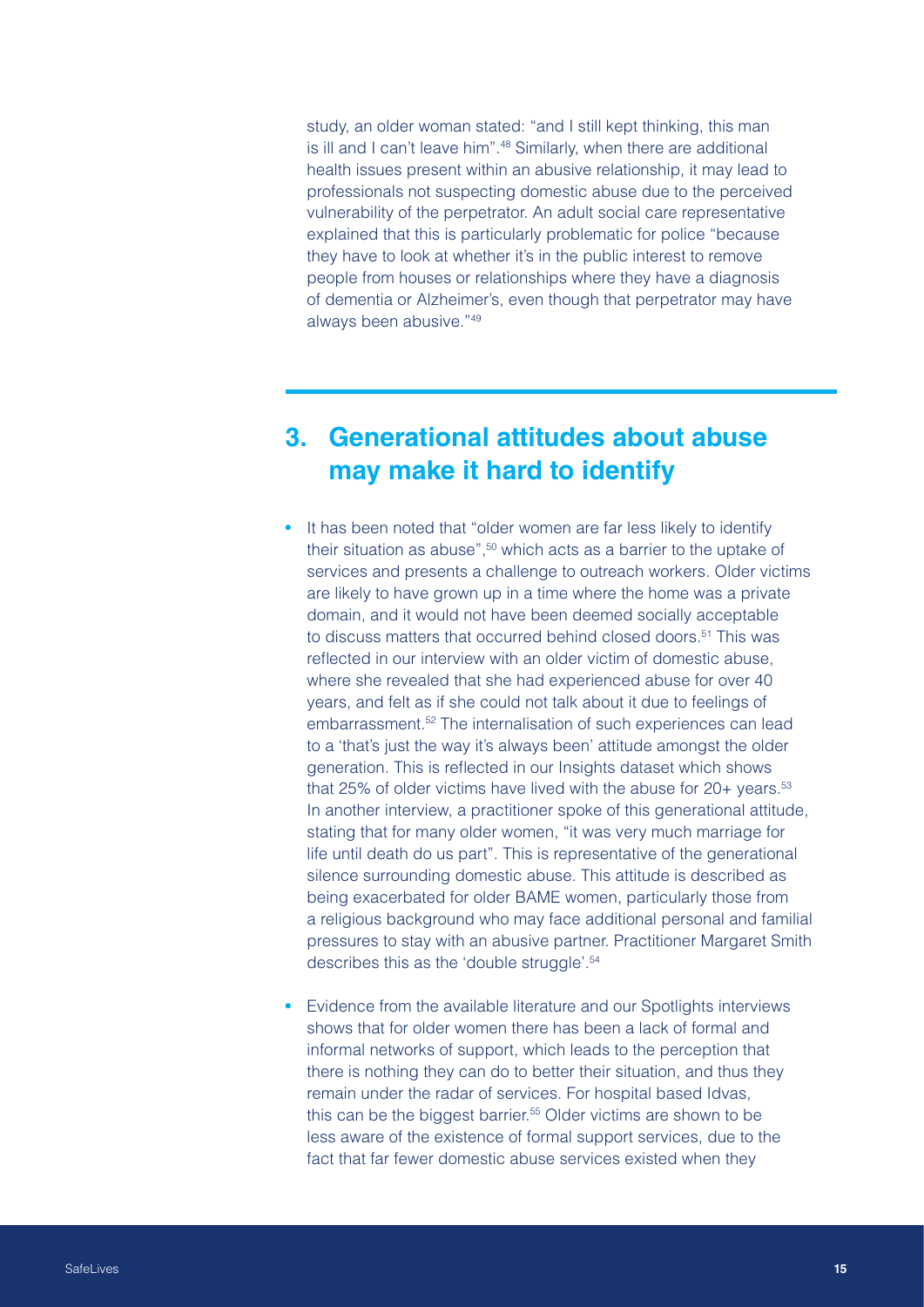study, an older woman stated: "and I still kept thinking, this man is ill and I can't leave him".[48] Similarly, when there are additional health issues present within an abusive relationship, it may lead to professionals not suspecting domestic abuse due to the perceived vulnerability of the perpetrator. An adult social care representative explained that this is particularly problematic for police "because they have to look at whether it's in the public interest to remove people from houses or relationships where they have a diagnosis of dementia or Alzheimer's, even though that perpetrator may have always been abusive."[49]

## 3. Generational attitudes about abuse may make it hard to identify

- It has been noted that "older women are far less likely to identify their situation as abuse",[50] which acts as a barrier to the uptake of services and presents a challenge to outreach workers. Older victims are likely to have grown up in a time where the home was a private domain, and it would not have been deemed socially acceptable to discuss matters that occurred behind closed doors.[51] This was reflected in our interview with an older victim of domestic abuse, where she revealed that she had experienced abuse for over 40 years, and felt as if she could not talk about it due to feelings of embarrassment.[52] The internalisation of such experiences can lead to a 'that's just the way it's always been' attitude amongst the older generation. This is reflected in our Insights dataset which shows that 25% of older victims have lived with the abuse for 20+ years.[53] In another interview, a practitioner spoke of this generational attitude, stating that for many older women, "it was very much marriage for life until death do us part". This is representative of the generational silence surrounding domestic abuse. This attitude is described as being exacerbated for older BAME women, particularly those from a religious background who may face additional personal and familial pressures to stay with an abusive partner. Practitioner Margaret Smith describes this as the 'double struggle'.[54]

- Evidence from the available literature and our Spotlights interviews shows that for older women there has been a lack of formal and informal networks of support, which leads to the perception that there is nothing they can do to better their situation, and thus they remain under the radar of services. For hospital based Idvas, this can be the biggest barrier.[55] Older victims are shown to be less aware of the existence of formal support services, due to the fact that far fewer domestic abuse services existed when they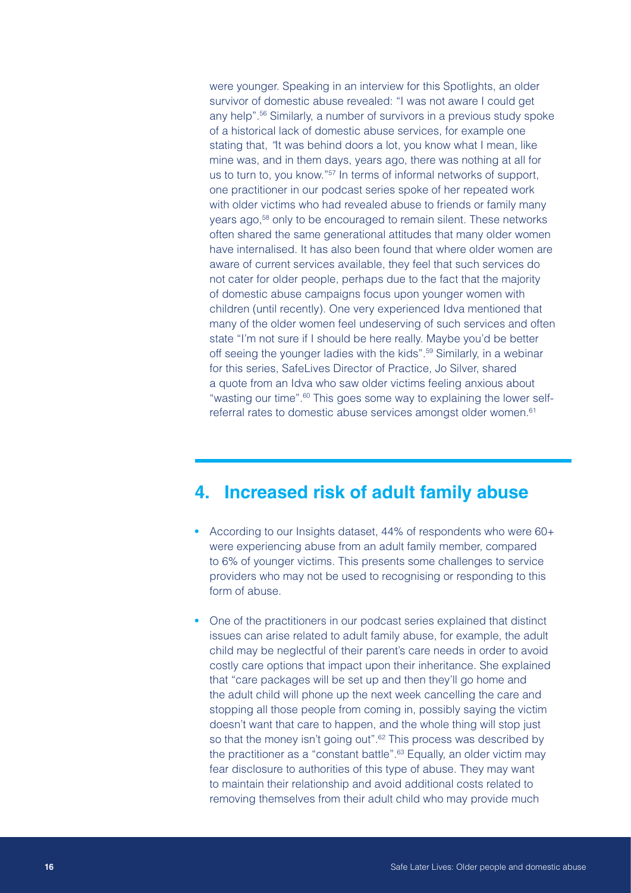were younger. Speaking in an interview for this Spotlights, an older survivor of domestic abuse revealed: "I was not aware I could get any help".[56] Similarly, a number of survivors in a previous study spoke of a historical lack of domestic abuse services, for example one stating that, "It was behind doors a lot, you know what I mean, like mine was, and in them days, years ago, there was nothing at all for us to turn to, you know."[57] In terms of informal networks of support, one practitioner in our podcast series spoke of her repeated work with older victims who had revealed abuse to friends or family many years ago,[58] only to be encouraged to remain silent. These networks often shared the same generational attitudes that many older women have internalised. It has also been found that where older women are aware of current services available, they feel that such services do not cater for older people, perhaps due to the fact that the majority of domestic abuse campaigns focus upon younger women with children (until recently). One very experienced Idva mentioned that many of the older women feel undeserving of such services and often state "I'm not sure if I should be here really. Maybe you'd be better off seeing the younger ladies with the kids".[59] Similarly, in a webinar for this series, SafeLives Director of Practice, Jo Silver, shared a quote from an Idva who saw older victims feeling anxious about "wasting our time".[60] This goes some way to explaining the lower self-referral rates to domestic abuse services amongst older women.[61]

## 4. Increased risk of adult family abuse

- According to our Insights dataset, 44% of respondents who were 60+ were experiencing abuse from an adult family member, compared to 6% of younger victims. This presents some challenges to service providers who may not be used to recognising or responding to this form of abuse.
- One of the practitioners in our podcast series explained that distinct issues can arise related to adult family abuse, for example, the adult child may be neglectful of their parent's care needs in order to avoid costly care options that impact upon their inheritance. She explained that "care packages will be set up and then they'll go home and the adult child will phone up the next week cancelling the care and stopping all those people from coming in, possibly saying the victim doesn't want that care to happen, and the whole thing will stop just so that the money isn't going out".[62] This process was described by the practitioner as a "constant battle".[63] Equally, an older victim may fear disclosure to authorities of this type of abuse. They may want to maintain their relationship and avoid additional costs related to removing themselves from their adult child who may provide much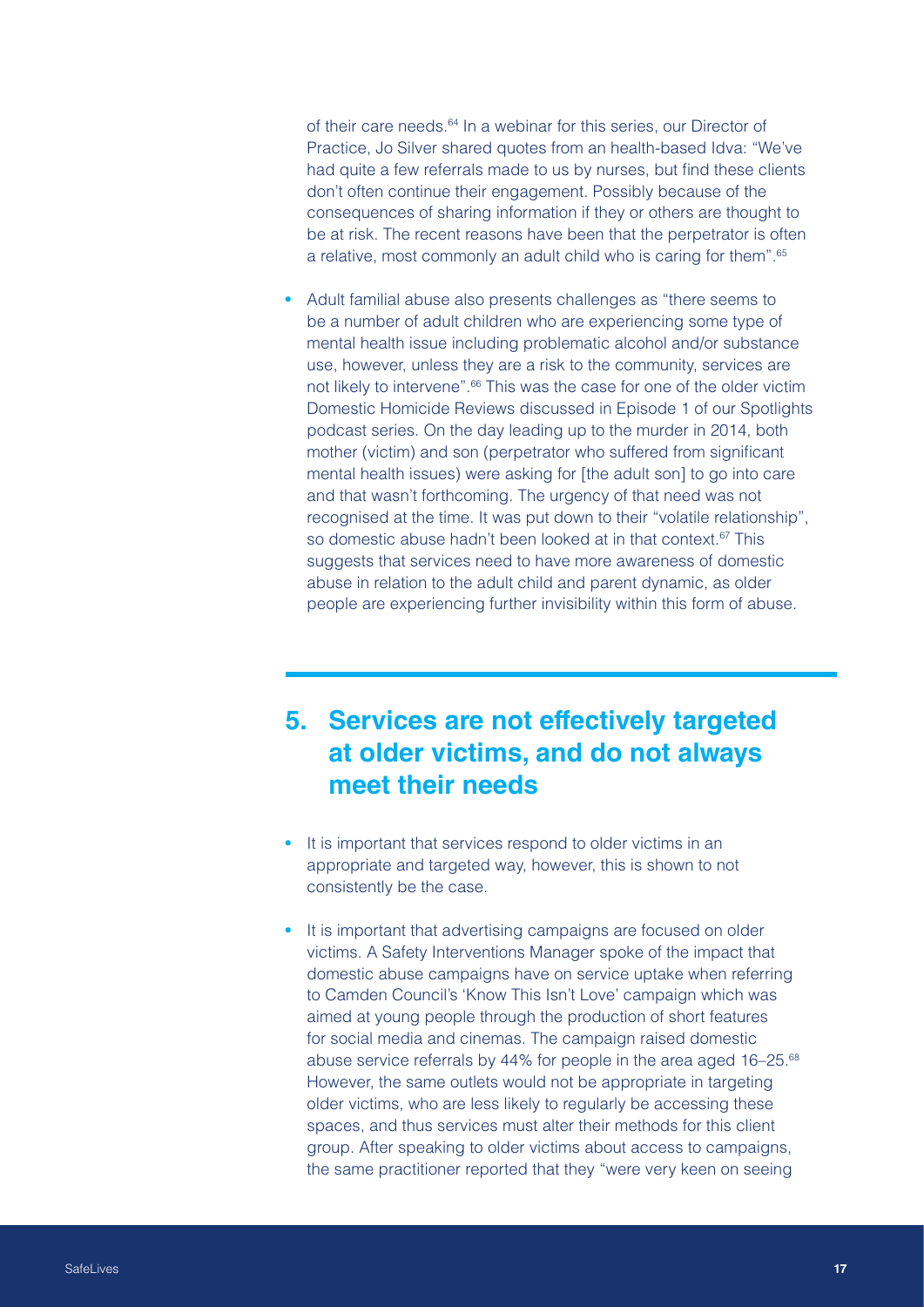of their care needs.[64] In a webinar for this series, our Director of Practice, Jo Silver shared quotes from an health-based Idva: "We've had quite a few referrals made to us by nurses, but find these clients don't often continue their engagement. Possibly because of the consequences of sharing information if they or others are thought to be at risk. The recent reasons have been that the perpetrator is often a relative, most commonly an adult child who is caring for them".[65]

- Adult familial abuse also presents challenges as "there seems to be a number of adult children who are experiencing some type of mental health issue including problematic alcohol and/or substance use, however, unless they are a risk to the community, services are not likely to intervene".[66] This was the case for one of the older victim Domestic Homicide Reviews discussed in Episode 1 of our Spotlights podcast series. On the day leading up to the murder in 2014, both mother (victim) and son (perpetrator who suffered from significant mental health issues) were asking for [the adult son] to go into care and that wasn't forthcoming. The urgency of that need was not recognised at the time. It was put down to their "volatile relationship", so domestic abuse hadn't been looked at in that context.[67] This suggests that services need to have more awareness of domestic abuse in relation to the adult child and parent dynamic, as older people are experiencing further invisibility within this form of abuse.

## 5. Services are not effectively targeted at older victims, and do not always meet their needs

- It is important that services respond to older victims in an appropriate and targeted way, however, this is shown to not consistently be the case.
- It is important that advertising campaigns are focused on older victims. A Safety Interventions Manager spoke of the impact that domestic abuse campaigns have on service uptake when referring to Camden Council's 'Know This Isn't Love' campaign which was aimed at young people through the production of short features for social media and cinemas. The campaign raised domestic abuse service referrals by 44% for people in the area aged 16–25.[68] However, the same outlets would not be appropriate in targeting older victims, who are less likely to regularly be accessing these spaces, and thus services must alter their methods for this client group. After speaking to older victims about access to campaigns, the same practitioner reported that they "were very keen on seeing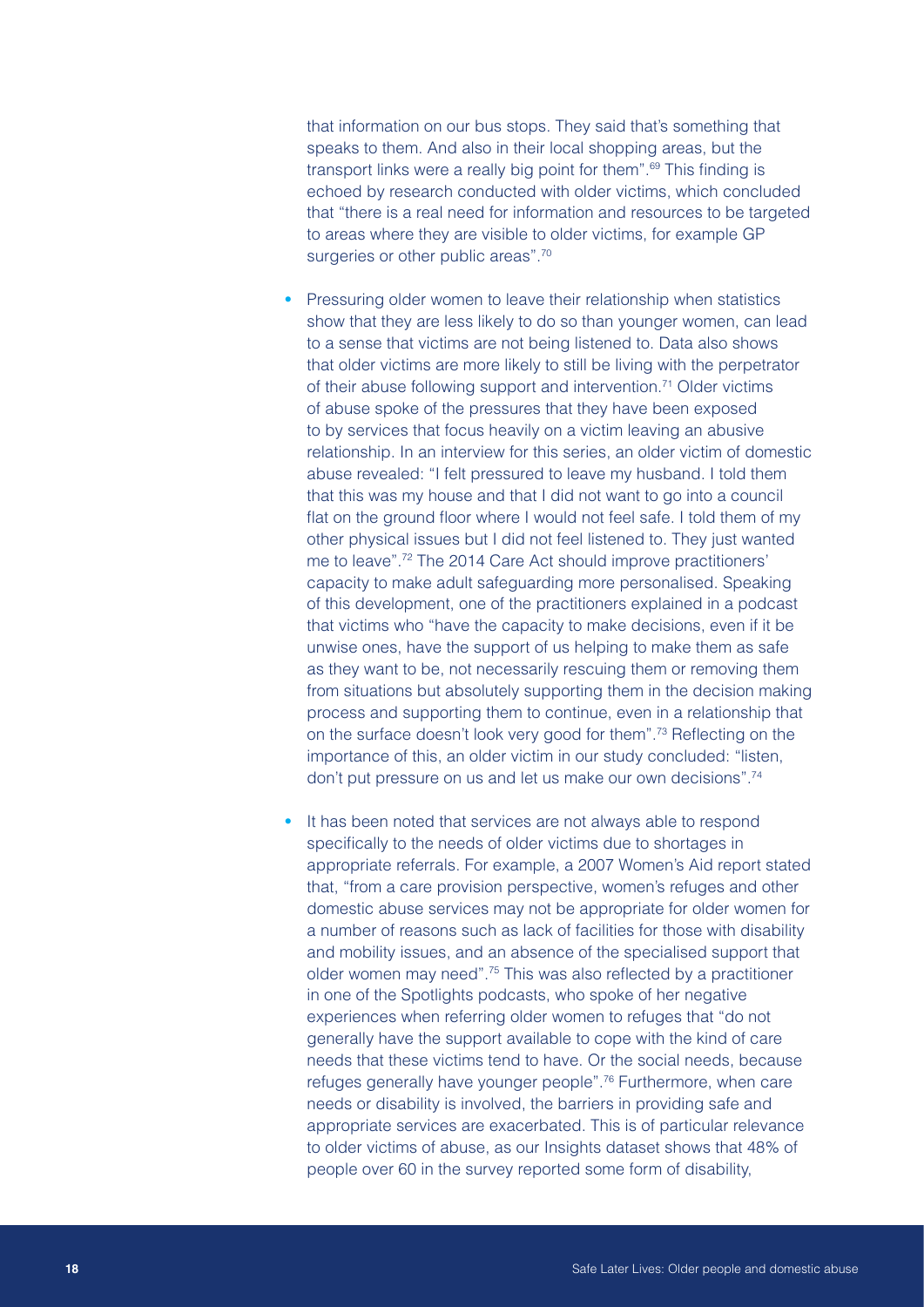that information on our bus stops. They said that's something that speaks to them. And also in their local shopping areas, but the transport links were a really big point for them".[69] This finding is echoed by research conducted with older victims, which concluded that "there is a real need for information and resources to be targeted to areas where they are visible to older victims, for example GP surgeries or other public areas".[70]

- Pressuring older women to leave their relationship when statistics show that they are less likely to do so than younger women, can lead to a sense that victims are not being listened to. Data also shows that older victims are more likely to still be living with the perpetrator of their abuse following support and intervention.[71] Older victims of abuse spoke of the pressures that they have been exposed to by services that focus heavily on a victim leaving an abusive relationship. In an interview for this series, an older victim of domestic abuse revealed: "I felt pressured to leave my husband. I told them that this was my house and that I did not want to go into a council flat on the ground floor where I would not feel safe. I told them of my other physical issues but I did not feel listened to. They just wanted me to leave".[72] The 2014 Care Act should improve practitioners' capacity to make adult safeguarding more personalised. Speaking of this development, one of the practitioners explained in a podcast that victims who "have the capacity to make decisions, even if it be unwise ones, have the support of us helping to make them as safe as they want to be, not necessarily rescuing them or removing them from situations but absolutely supporting them in the decision making process and supporting them to continue, even in a relationship that on the surface doesn't look very good for them".[73] Reflecting on the importance of this, an older victim in our study concluded: "listen, don't put pressure on us and let us make our own decisions".[74]

- It has been noted that services are not always able to respond specifically to the needs of older victims due to shortages in appropriate referrals. For example, a 2007 Women's Aid report stated that, "from a care provision perspective, women's refuges and other domestic abuse services may not be appropriate for older women for a number of reasons such as lack of facilities for those with disability and mobility issues, and an absence of the specialised support that older women may need".[75] This was also reflected by a practitioner in one of the Spotlights podcasts, who spoke of her negative experiences when referring older women to refuges that "do not generally have the support available to cope with the kind of care needs that these victims tend to have. Or the social needs, because refuges generally have younger people".[76] Furthermore, when care needs or disability is involved, the barriers in providing safe and appropriate services are exacerbated. This is of particular relevance to older victims of abuse, as our Insights dataset shows that 48% of people over 60 in the survey reported some form of disability,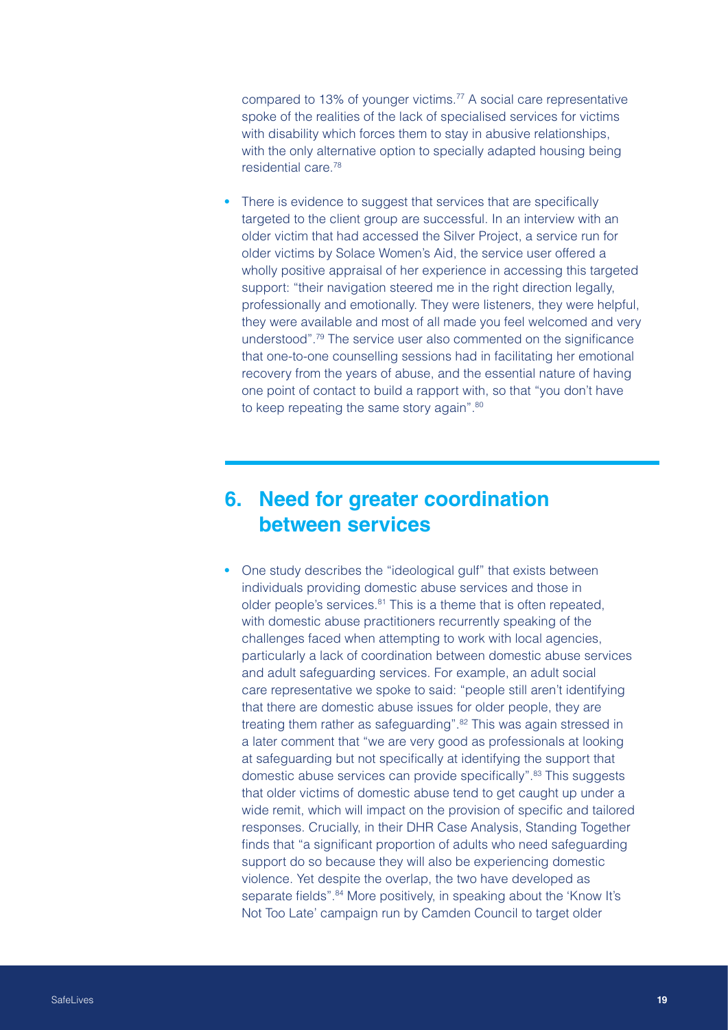compared to 13% of younger victims.[77] A social care representative spoke of the realities of the lack of specialised services for victims with disability which forces them to stay in abusive relationships, with the only alternative option to specially adapted housing being residential care.[78]

- There is evidence to suggest that services that are specifically targeted to the client group are successful. In an interview with an older victim that had accessed the Silver Project, a service run for older victims by Solace Women's Aid, the service user offered a wholly positive appraisal of her experience in accessing this targeted support: "their navigation steered me in the right direction legally, professionally and emotionally. They were listeners, they were helpful, they were available and most of all made you feel welcomed and very understood".[79] The service user also commented on the significance that one-to-one counselling sessions had in facilitating her emotional recovery from the years of abuse, and the essential nature of having one point of contact to build a rapport with, so that "you don't have to keep repeating the same story again".[80]

## 6. Need for greater coordination between services

- One study describes the "ideological gulf" that exists between individuals providing domestic abuse services and those in older people's services.[81] This is a theme that is often repeated, with domestic abuse practitioners recurrently speaking of the challenges faced when attempting to work with local agencies, particularly a lack of coordination between domestic abuse services and adult safeguarding services. For example, an adult social care representative we spoke to said: "people still aren't identifying that there are domestic abuse issues for older people, they are treating them rather as safeguarding".[82] This was again stressed in a later comment that "we are very good as professionals at looking at safeguarding but not specifically at identifying the support that domestic abuse services can provide specifically".[83] This suggests that older victims of domestic abuse tend to get caught up under a wide remit, which will impact on the provision of specific and tailored responses. Crucially, in their DHR Case Analysis, Standing Together finds that "a significant proportion of adults who need safeguarding support do so because they will also be experiencing domestic violence. Yet despite the overlap, the two have developed as separate fields".[84] More positively, in speaking about the 'Know It's Not Too Late' campaign run by Camden Council to target older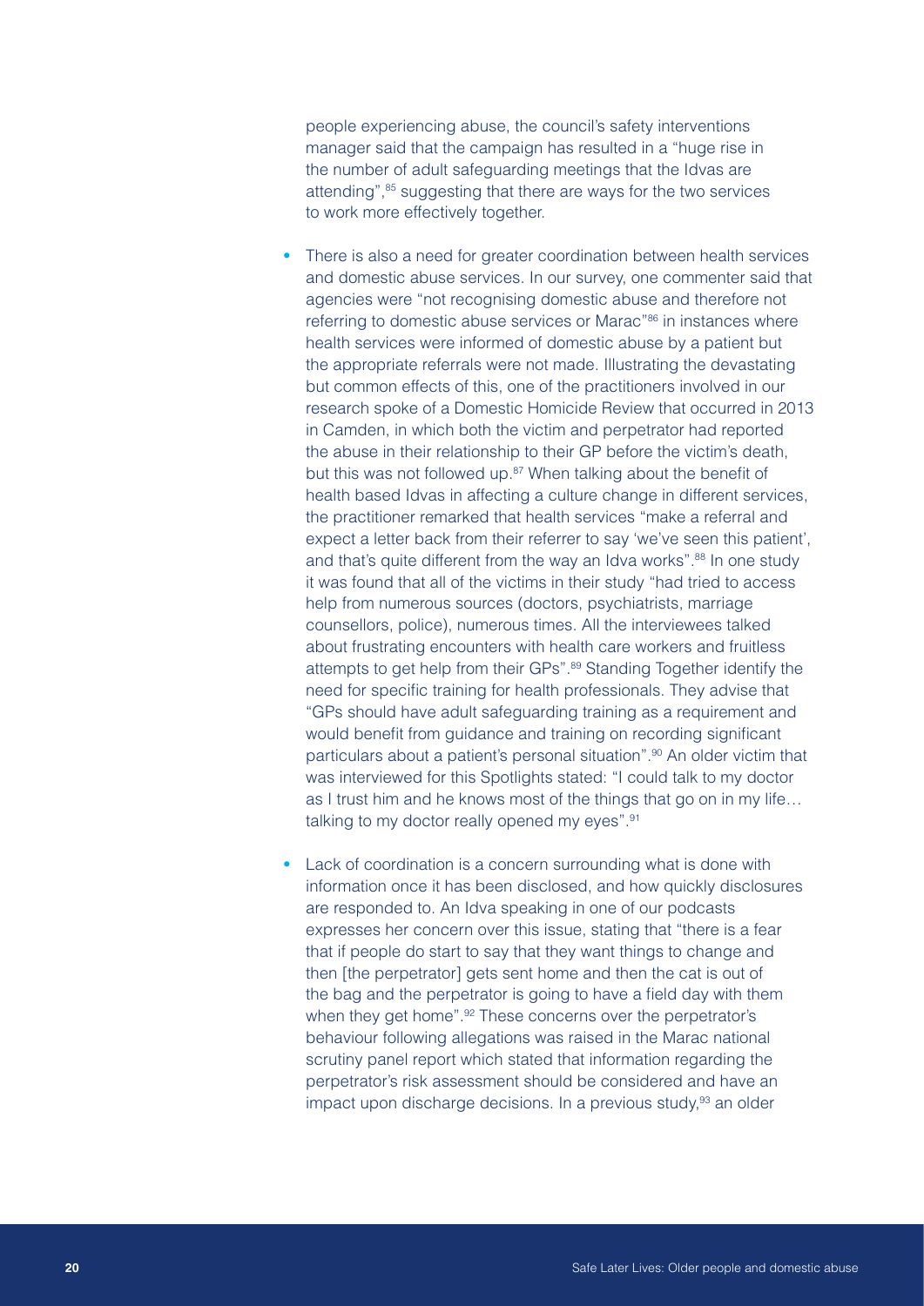people experiencing abuse, the council's safety interventions manager said that the campaign has resulted in a "huge rise in the number of adult safeguarding meetings that the Idvas are attending",[85] suggesting that there are ways for the two services to work more effectively together.

- There is also a need for greater coordination between health services and domestic abuse services. In our survey, one commenter said that agencies were "not recognising domestic abuse and therefore not referring to domestic abuse services or Marac"[86] in instances where health services were informed of domestic abuse by a patient but the appropriate referrals were not made. Illustrating the devastating but common effects of this, one of the practitioners involved in our research spoke of a Domestic Homicide Review that occurred in 2013 in Camden, in which both the victim and perpetrator had reported the abuse in their relationship to their GP before the victim's death, but this was not followed up.[87] When talking about the benefit of health based Idvas in affecting a culture change in different services, the practitioner remarked that health services "make a referral and expect a letter back from their referrer to say 'we've seen this patient', and that's quite different from the way an Idva works".[88] In one study it was found that all of the victims in their study "had tried to access help from numerous sources (doctors, psychiatrists, marriage counsellors, police), numerous times. All the interviewees talked about frustrating encounters with health care workers and fruitless attempts to get help from their GPs".[89] Standing Together identify the need for specific training for health professionals. They advise that "GPs should have adult safeguarding training as a requirement and would benefit from guidance and training on recording significant particulars about a patient's personal situation".[90] An older victim that was interviewed for this Spotlights stated: "I could talk to my doctor as I trust him and he knows most of the things that go on in my life… talking to my doctor really opened my eyes".[91]

- Lack of coordination is a concern surrounding what is done with information once it has been disclosed, and how quickly disclosures are responded to. An Idva speaking in one of our podcasts expresses her concern over this issue, stating that "there is a fear that if people do start to say that they want things to change and then [the perpetrator] gets sent home and then the cat is out of the bag and the perpetrator is going to have a field day with them when they get home".[92] These concerns over the perpetrator's behaviour following allegations was raised in the Marac national scrutiny panel report which stated that information regarding the perpetrator's risk assessment should be considered and have an impact upon discharge decisions. In a previous study,[93] an older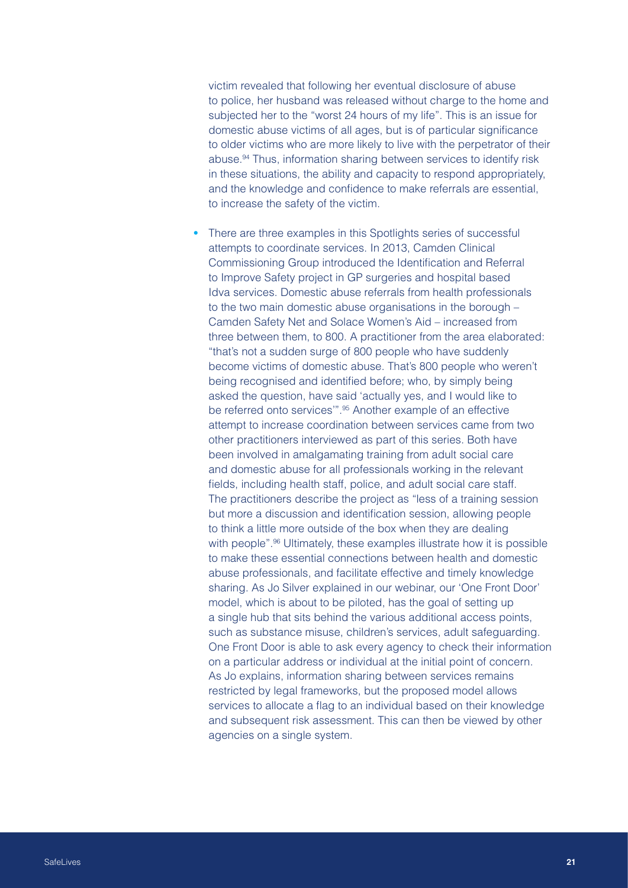victim revealed that following her eventual disclosure of abuse to police, her husband was released without charge to the home and subjected her to the "worst 24 hours of my life". This is an issue for domestic abuse victims of all ages, but is of particular significance to older victims who are more likely to live with the perpetrator of their abuse.[94] Thus, information sharing between services to identify risk in these situations, the ability and capacity to respond appropriately, and the knowledge and confidence to make referrals are essential, to increase the safety of the victim.

- There are three examples in this Spotlights series of successful attempts to coordinate services. In 2013, Camden Clinical Commissioning Group introduced the Identification and Referral to Improve Safety project in GP surgeries and hospital based Idva services. Domestic abuse referrals from health professionals to the two main domestic abuse organisations in the borough – Camden Safety Net and Solace Women's Aid – increased from three between them, to 800. A practitioner from the area elaborated: "that's not a sudden surge of 800 people who have suddenly become victims of domestic abuse. That's 800 people who weren't being recognised and identified before; who, by simply being asked the question, have said 'actually yes, and I would like to be referred onto services'".[95] Another example of an effective attempt to increase coordination between services came from two other practitioners interviewed as part of this series. Both have been involved in amalgamating training from adult social care and domestic abuse for all professionals working in the relevant fields, including health staff, police, and adult social care staff. The practitioners describe the project as "less of a training session but more a discussion and identification session, allowing people to think a little more outside of the box when they are dealing with people".[96] Ultimately, these examples illustrate how it is possible to make these essential connections between health and domestic abuse professionals, and facilitate effective and timely knowledge sharing. As Jo Silver explained in our webinar, our 'One Front Door' model, which is about to be piloted, has the goal of setting up a single hub that sits behind the various additional access points, such as substance misuse, children's services, adult safeguarding. One Front Door is able to ask every agency to check their information on a particular address or individual at the initial point of concern. As Jo explains, information sharing between services remains restricted by legal frameworks, but the proposed model allows services to allocate a flag to an individual based on their knowledge and subsequent risk assessment. This can then be viewed by other agencies on a single system.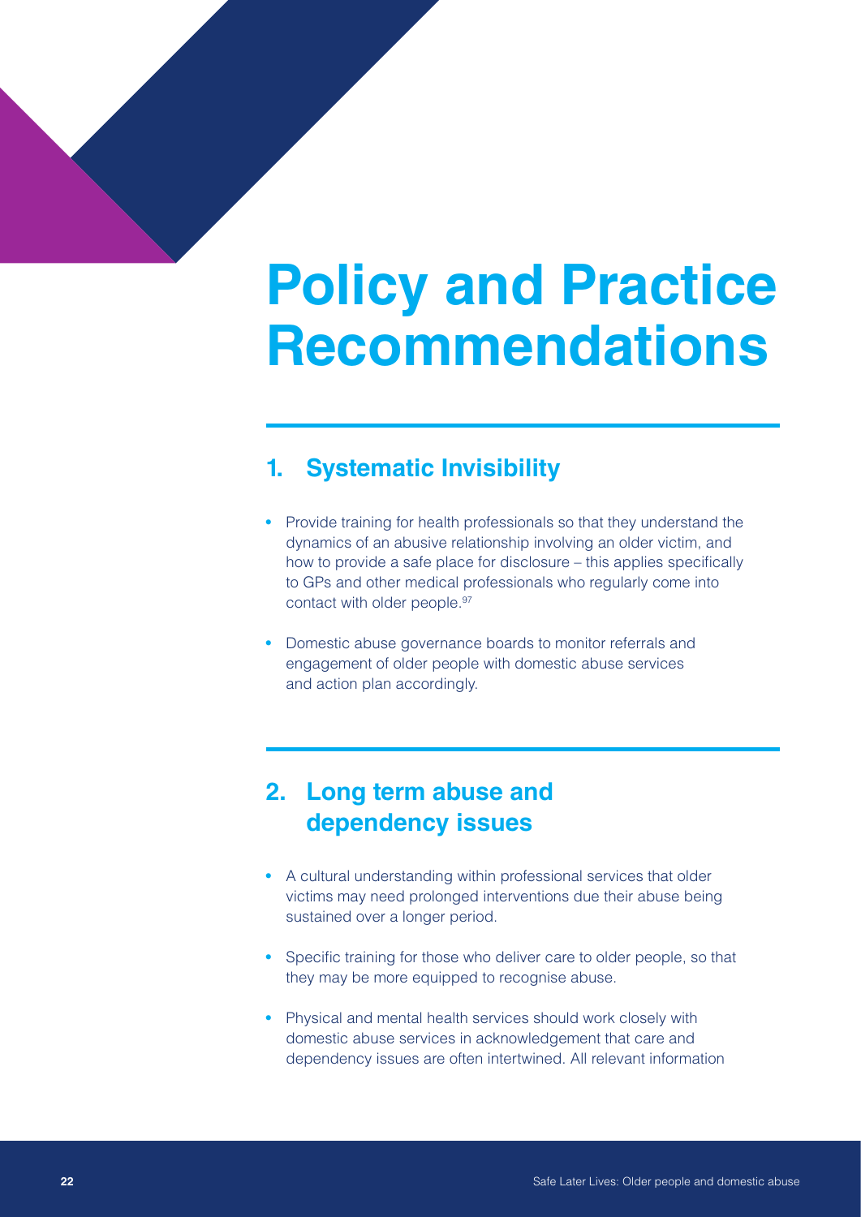# Policy and Practice Recommendations

## 1. Systematic Invisibility

- Provide training for health professionals so that they understand the dynamics of an abusive relationship involving an older victim, and how to provide a safe place for disclosure – this applies specifically to GPs and other medical professionals who regularly come into contact with older people.[97]
- Domestic abuse governance boards to monitor referrals and engagement of older people with domestic abuse services and action plan accordingly.

## 2. Long term abuse and dependency issues

- A cultural understanding within professional services that older victims may need prolonged interventions due their abuse being sustained over a longer period.
- Specific training for those who deliver care to older people, so that they may be more equipped to recognise abuse.
- Physical and mental health services should work closely with domestic abuse services in acknowledgement that care and dependency issues are often intertwined. All relevant information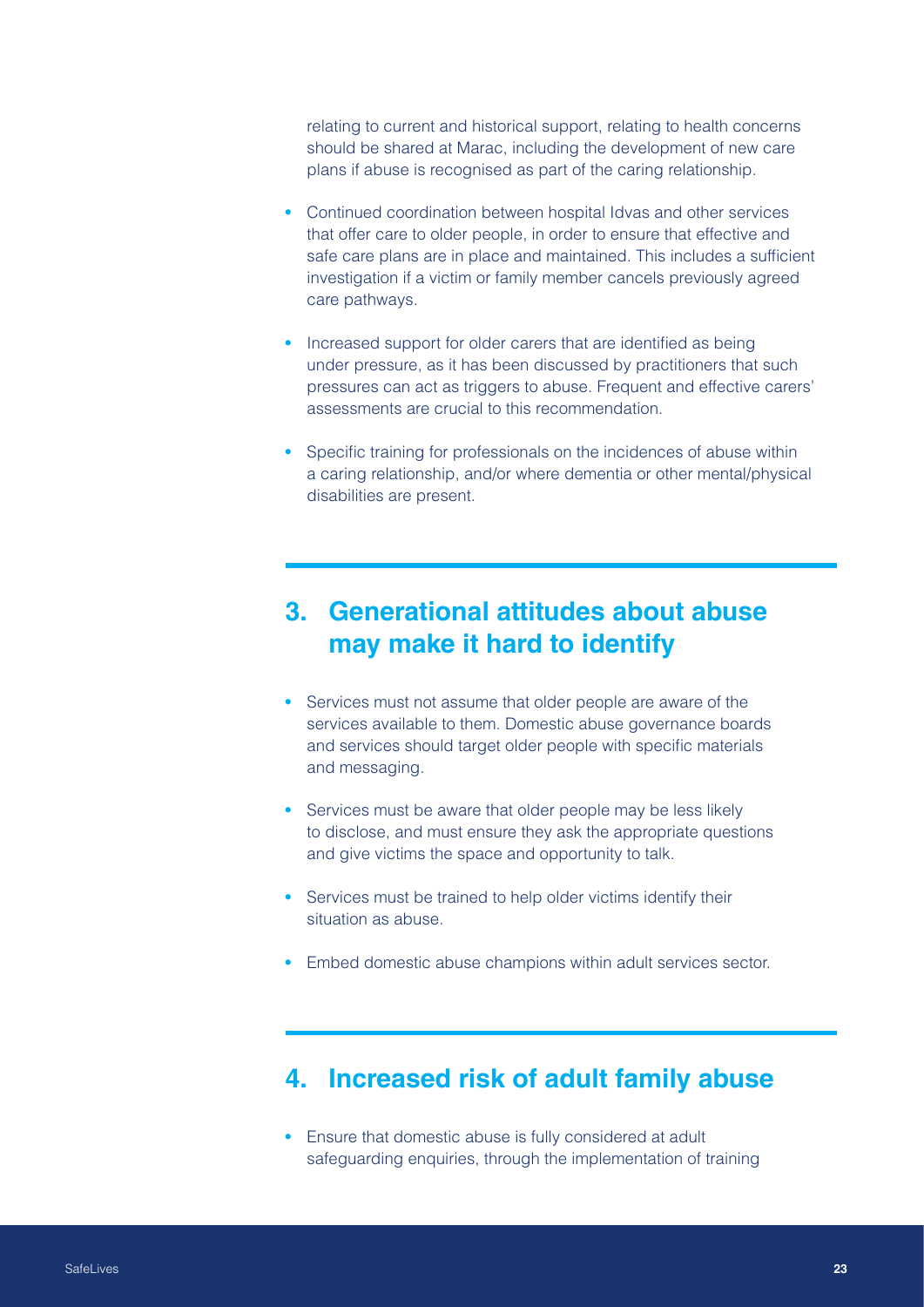relating to current and historical support, relating to health concerns should be shared at Marac, including the development of new care plans if abuse is recognised as part of the caring relationship.

- Continued coordination between hospital Idvas and other services that offer care to older people, in order to ensure that effective and safe care plans are in place and maintained. This includes a sufficient investigation if a victim or family member cancels previously agreed care pathways.
- Increased support for older carers that are identified as being under pressure, as it has been discussed by practitioners that such pressures can act as triggers to abuse. Frequent and effective carers' assessments are crucial to this recommendation.
- Specific training for professionals on the incidences of abuse within a caring relationship, and/or where dementia or other mental/physical disabilities are present.

## 3. Generational attitudes about abuse may make it hard to identify

- Services must not assume that older people are aware of the services available to them. Domestic abuse governance boards and services should target older people with specific materials and messaging.
- Services must be aware that older people may be less likely to disclose, and must ensure they ask the appropriate questions and give victims the space and opportunity to talk.
- Services must be trained to help older victims identify their situation as abuse.
- Embed domestic abuse champions within adult services sector.

## 4. Increased risk of adult family abuse

- Ensure that domestic abuse is fully considered at adult safeguarding enquiries, through the implementation of training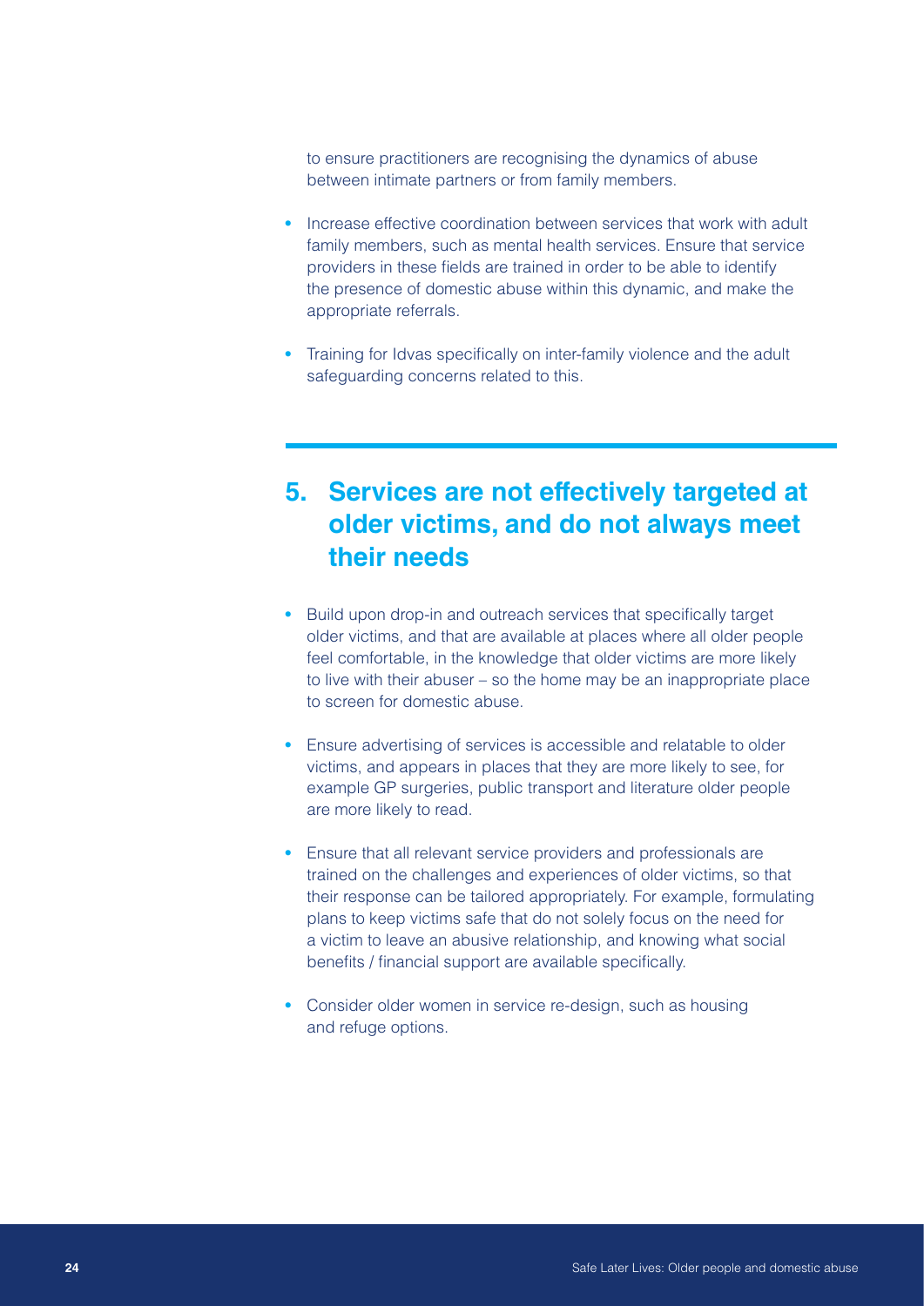to ensure practitioners are recognising the dynamics of abuse between intimate partners or from family members.

- Increase effective coordination between services that work with adult family members, such as mental health services. Ensure that service providers in these fields are trained in order to be able to identify the presence of domestic abuse within this dynamic, and make the appropriate referrals.
- Training for Idvas specifically on inter-family violence and the adult safeguarding concerns related to this.

## 5. Services are not effectively targeted at older victims, and do not always meet their needs

- Build upon drop-in and outreach services that specifically target older victims, and that are available at places where all older people feel comfortable, in the knowledge that older victims are more likely to live with their abuser – so the home may be an inappropriate place to screen for domestic abuse.
- Ensure advertising of services is accessible and relatable to older victims, and appears in places that they are more likely to see, for example GP surgeries, public transport and literature older people are more likely to read.
- Ensure that all relevant service providers and professionals are trained on the challenges and experiences of older victims, so that their response can be tailored appropriately. For example, formulating plans to keep victims safe that do not solely focus on the need for a victim to leave an abusive relationship, and knowing what social benefits / financial support are available specifically.
- Consider older women in service re-design, such as housing and refuge options.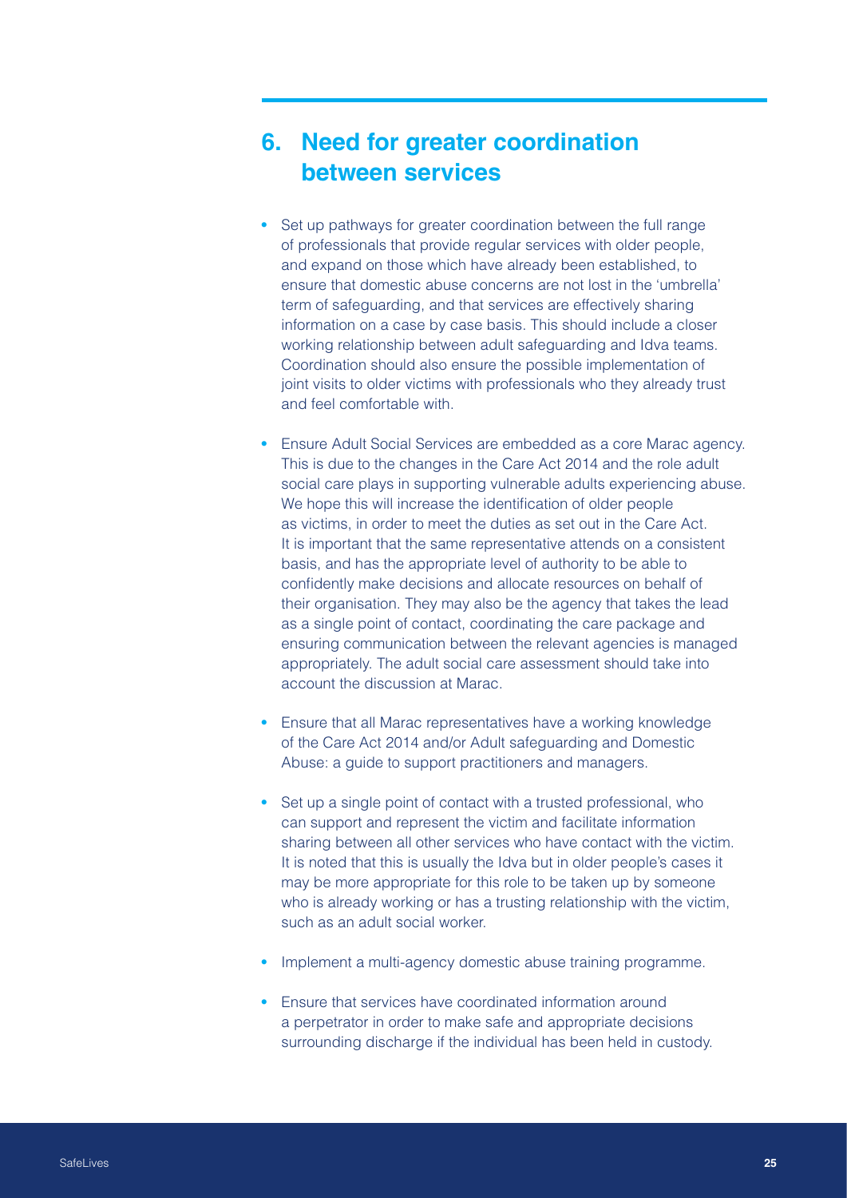## 6. Need for greater coordination between services

- Set up pathways for greater coordination between the full range of professionals that provide regular services with older people, and expand on those which have already been established, to ensure that domestic abuse concerns are not lost in the 'umbrella' term of safeguarding, and that services are effectively sharing information on a case by case basis. This should include a closer working relationship between adult safeguarding and Idva teams. Coordination should also ensure the possible implementation of joint visits to older victims with professionals who they already trust and feel comfortable with.
- Ensure Adult Social Services are embedded as a core Marac agency. This is due to the changes in the Care Act 2014 and the role adult social care plays in supporting vulnerable adults experiencing abuse. We hope this will increase the identification of older people as victims, in order to meet the duties as set out in the Care Act. It is important that the same representative attends on a consistent basis, and has the appropriate level of authority to be able to confidently make decisions and allocate resources on behalf of their organisation. They may also be the agency that takes the lead as a single point of contact, coordinating the care package and ensuring communication between the relevant agencies is managed appropriately. The adult social care assessment should take into account the discussion at Marac.
- Ensure that all Marac representatives have a working knowledge of the Care Act 2014 and/or Adult safeguarding and Domestic Abuse: a guide to support practitioners and managers.
- Set up a single point of contact with a trusted professional, who can support and represent the victim and facilitate information sharing between all other services who have contact with the victim. It is noted that this is usually the Idva but in older people's cases it may be more appropriate for this role to be taken up by someone who is already working or has a trusting relationship with the victim, such as an adult social worker.
- Implement a multi-agency domestic abuse training programme.
- Ensure that services have coordinated information around a perpetrator in order to make safe and appropriate decisions surrounding discharge if the individual has been held in custody.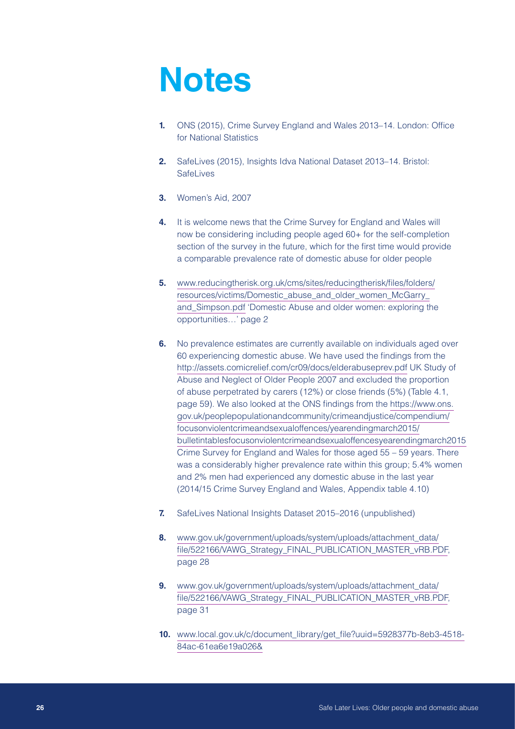# Notes

1. ONS (2015), Crime Survey England and Wales 2013–14. London: Office for National Statistics

2. SafeLives (2015), Insights Idva National Dataset 2013–14. Bristol: SafeLives

3. Women's Aid, 2007

4. It is welcome news that the Crime Survey for England and Wales will now be considering including people aged 60+ for the self-completion section of the survey in the future, which for the first time would provide a comparable prevalence rate of domestic abuse for older people

5. www.reducingtherisk.org.uk/cms/sites/reducingtherisk/files/folders/resources/victims/Domestic_abuse_and_older_women_McGarry_and_Simpson.pdf 'Domestic Abuse and older women: exploring the opportunities…' page 2

6. No prevalence estimates are currently available on individuals aged over 60 experiencing domestic abuse. We have used the findings from the http://assets.comicrelief.com/cr09/docs/elderabuseprev.pdf UK Study of Abuse and Neglect of Older People 2007 and excluded the proportion of abuse perpetrated by carers (12%) or close friends (5%) (Table 4.1, page 59). We also looked at the ONS findings from the https://www.ons.gov.uk/peoplepopulationandcommunity/crimeandjustice/compendium/focusonviolentcrimeandsexualoffences/yearendingmarch2015/bulletintablesfocusonviolentcrimeandsexualoffencesyearendingmarch2015 Crime Survey for England and Wales for those aged 55 – 59 years. There was a considerably higher prevalence rate within this group; 5.4% women and 2% men had experienced any domestic abuse in the last year (2014/15 Crime Survey England and Wales, Appendix table 4.10)

7. SafeLives National Insights Dataset 2015–2016 (unpublished)

8. www.gov.uk/government/uploads/system/uploads/attachment_data/file/522166/VAWG_Strategy_FINAL_PUBLICATION_MASTER_vRB.PDF, page 28

9. www.gov.uk/government/uploads/system/uploads/attachment_data/file/522166/VAWG_Strategy_FINAL_PUBLICATION_MASTER_vRB.PDF, page 31

10. www.local.gov.uk/c/document_library/get_file?uuid=5928377b-8eb3-4518-84ac-61ea6e19a026&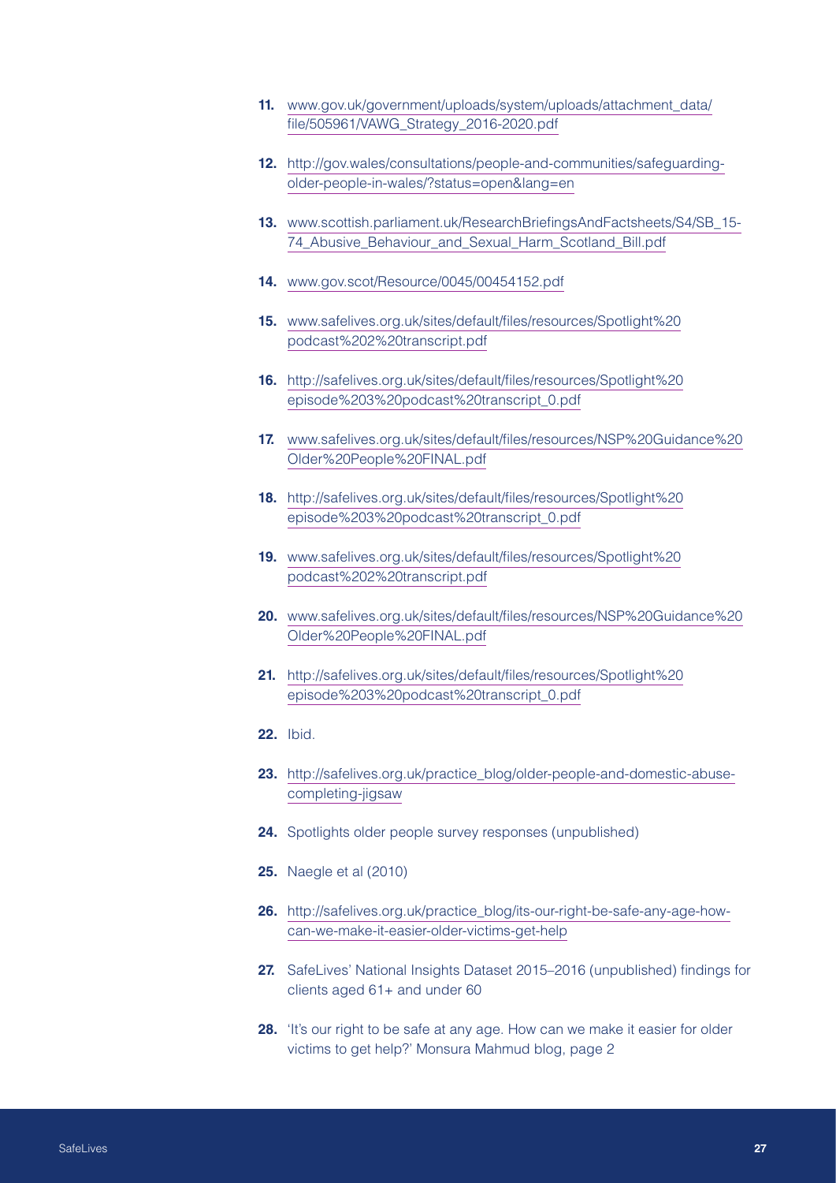11. www.gov.uk/government/uploads/system/uploads/attachment_data/file/505961/VAWG_Strategy_2016-2020.pdf

12. http://gov.wales/consultations/people-and-communities/safeguarding-older-people-in-wales/?status=open&lang=en

13. www.scottish.parliament.uk/ResearchBriefingsAndFactsheets/S4/SB_15-74_Abusive_Behaviour_and_Sexual_Harm_Scotland_Bill.pdf

14. www.gov.scot/Resource/0045/00454152.pdf

15. www.safelives.org.uk/sites/default/files/resources/Spotlight%20podcast%202%20transcript.pdf

16. http://safelives.org.uk/sites/default/files/resources/Spotlight%20episode%203%20podcast%20transcript_0.pdf

17. www.safelives.org.uk/sites/default/files/resources/NSP%20Guidance%20Older%20People%20FINAL.pdf

18. http://safelives.org.uk/sites/default/files/resources/Spotlight%20episode%203%20podcast%20transcript_0.pdf

19. www.safelives.org.uk/sites/default/files/resources/Spotlight%20podcast%202%20transcript.pdf

20. www.safelives.org.uk/sites/default/files/resources/NSP%20Guidance%20Older%20People%20FINAL.pdf

21. http://safelives.org.uk/sites/default/files/resources/Spotlight%20episode%203%20podcast%20transcript_0.pdf

22. Ibid.

23. http://safelives.org.uk/practice_blog/older-people-and-domestic-abuse-completing-jigsaw

24. Spotlights older people survey responses (unpublished)

25. Naegle et al (2010)

26. http://safelives.org.uk/practice_blog/its-our-right-be-safe-any-age-how-can-we-make-it-easier-older-victims-get-help

27. SafeLives' National Insights Dataset 2015–2016 (unpublished) findings for clients aged 61+ and under 60

28. 'It's our right to be safe at any age. How can we make it easier for older victims to get help?' Monsura Mahmud blog, page 2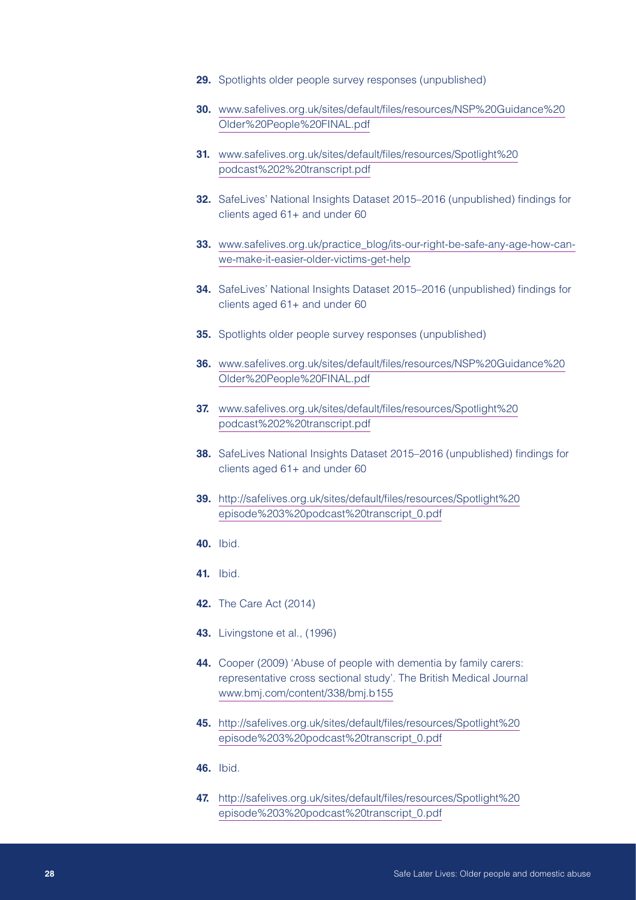29. Spotlights older people survey responses (unpublished)

30. www.safelives.org.uk/sites/default/files/resources/NSP%20Guidance%20Older%20People%20FINAL.pdf

31. www.safelives.org.uk/sites/default/files/resources/Spotlight%20podcast%202%20transcript.pdf

32. SafeLives' National Insights Dataset 2015–2016 (unpublished) findings for clients aged 61+ and under 60

33. www.safelives.org.uk/practice_blog/its-our-right-be-safe-any-age-how-can-we-make-it-easier-older-victims-get-help

34. SafeLives' National Insights Dataset 2015–2016 (unpublished) findings for clients aged 61+ and under 60

35. Spotlights older people survey responses (unpublished)

36. www.safelives.org.uk/sites/default/files/resources/NSP%20Guidance%20Older%20People%20FINAL.pdf

37. www.safelives.org.uk/sites/default/files/resources/Spotlight%20podcast%202%20transcript.pdf

38. SafeLives National Insights Dataset 2015–2016 (unpublished) findings for clients aged 61+ and under 60

39. http://safelives.org.uk/sites/default/files/resources/Spotlight%20episode%203%20podcast%20transcript_0.pdf

40. Ibid.

41. Ibid.

42. The Care Act (2014)

43. Livingstone et al., (1996)

44. Cooper (2009) 'Abuse of people with dementia by family carers: representative cross sectional study'. The British Medical Journal www.bmj.com/content/338/bmj.b155

45. http://safelives.org.uk/sites/default/files/resources/Spotlight%20episode%203%20podcast%20transcript_0.pdf

46. Ibid.

47. http://safelives.org.uk/sites/default/files/resources/Spotlight%20episode%203%20podcast%20transcript_0.pdf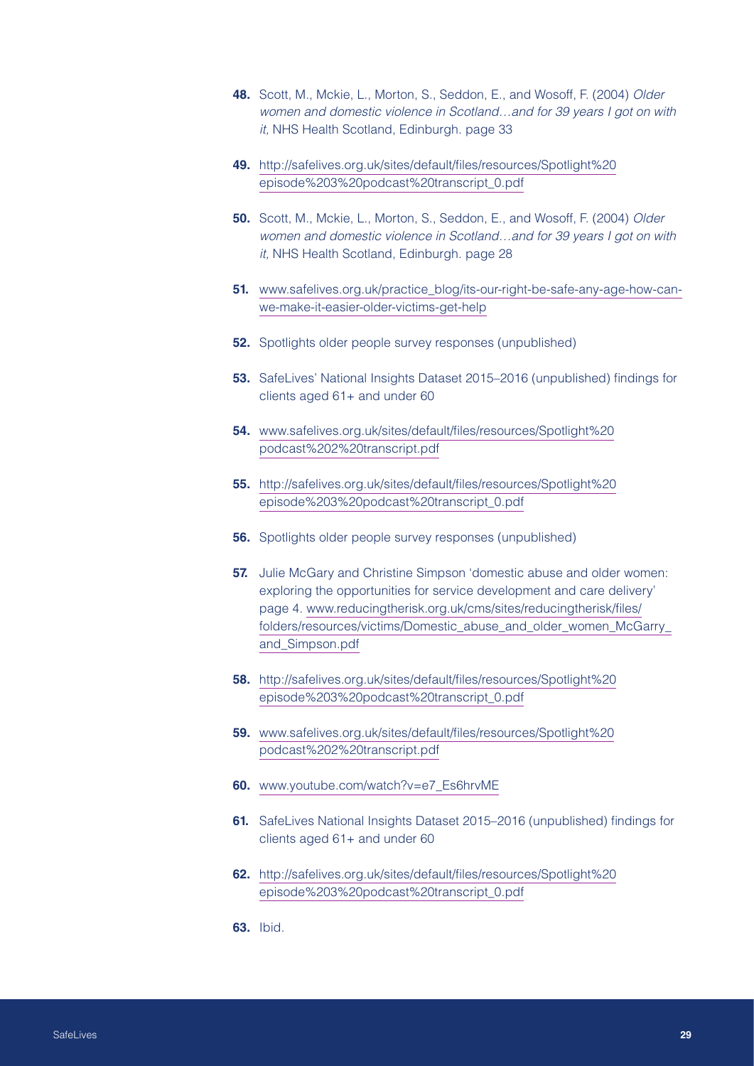48. Scott, M., Mckie, L., Morton, S., Seddon, E., and Wosoff, F. (2004) *Older women and domestic violence in Scotland…and for 39 years I got on with it,* NHS Health Scotland, Edinburgh. page 33

49. http://safelives.org.uk/sites/default/files/resources/Spotlight%20episode%203%20podcast%20transcript_0.pdf

50. Scott, M., Mckie, L., Morton, S., Seddon, E., and Wosoff, F. (2004) *Older women and domestic violence in Scotland…and for 39 years I got on with it,* NHS Health Scotland, Edinburgh. page 28

51. www.safelives.org.uk/practice_blog/its-our-right-be-safe-any-age-how-can-we-make-it-easier-older-victims-get-help

52. Spotlights older people survey responses (unpublished)

53. SafeLives' National Insights Dataset 2015–2016 (unpublished) findings for clients aged 61+ and under 60

54. www.safelives.org.uk/sites/default/files/resources/Spotlight%20podcast%202%20transcript.pdf

55. http://safelives.org.uk/sites/default/files/resources/Spotlight%20episode%203%20podcast%20transcript_0.pdf

56. Spotlights older people survey responses (unpublished)

57. Julie McGary and Christine Simpson 'domestic abuse and older women: exploring the opportunities for service development and care delivery' page 4. www.reducingtherisk.org.uk/cms/sites/reducingtherisk/files/folders/resources/victims/Domestic_abuse_and_older_women_McGarry_and_Simpson.pdf

58. http://safelives.org.uk/sites/default/files/resources/Spotlight%20episode%203%20podcast%20transcript_0.pdf

59. www.safelives.org.uk/sites/default/files/resources/Spotlight%20podcast%202%20transcript.pdf

60. www.youtube.com/watch?v=e7_Es6hrvME

61. SafeLives National Insights Dataset 2015–2016 (unpublished) findings for clients aged 61+ and under 60

62. http://safelives.org.uk/sites/default/files/resources/Spotlight%20episode%203%20podcast%20transcript_0.pdf

63. Ibid.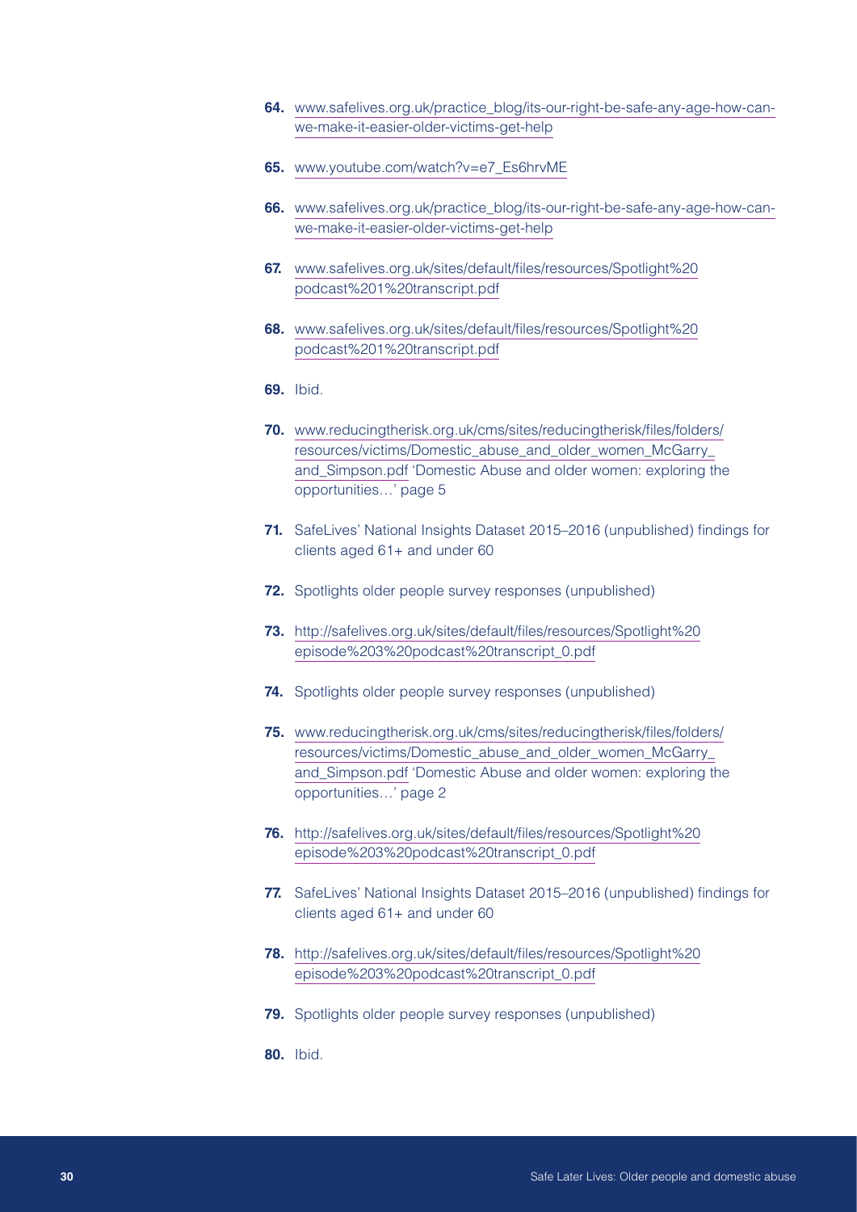64. www.safelives.org.uk/practice_blog/its-our-right-be-safe-any-age-how-can-we-make-it-easier-older-victims-get-help

65. www.youtube.com/watch?v=e7_Es6hrvME

66. www.safelives.org.uk/practice_blog/its-our-right-be-safe-any-age-how-can-we-make-it-easier-older-victims-get-help

67. www.safelives.org.uk/sites/default/files/resources/Spotlight%20podcast%201%20transcript.pdf

68. www.safelives.org.uk/sites/default/files/resources/Spotlight%20podcast%201%20transcript.pdf

69. Ibid.

70. www.reducingtherisk.org.uk/cms/sites/reducingtherisk/files/folders/resources/victims/Domestic_abuse_and_older_women_McGarry_and_Simpson.pdf 'Domestic Abuse and older women: exploring the opportunities…' page 5

71. SafeLives' National Insights Dataset 2015–2016 (unpublished) findings for clients aged 61+ and under 60

72. Spotlights older people survey responses (unpublished)

73. http://safelives.org.uk/sites/default/files/resources/Spotlight%20episode%203%20podcast%20transcript_0.pdf

74. Spotlights older people survey responses (unpublished)

75. www.reducingtherisk.org.uk/cms/sites/reducingtherisk/files/folders/resources/victims/Domestic_abuse_and_older_women_McGarry_and_Simpson.pdf 'Domestic Abuse and older women: exploring the opportunities…' page 2

76. http://safelives.org.uk/sites/default/files/resources/Spotlight%20episode%203%20podcast%20transcript_0.pdf

77. SafeLives' National Insights Dataset 2015–2016 (unpublished) findings for clients aged 61+ and under 60

78. http://safelives.org.uk/sites/default/files/resources/Spotlight%20episode%203%20podcast%20transcript_0.pdf

79. Spotlights older people survey responses (unpublished)

80. Ibid.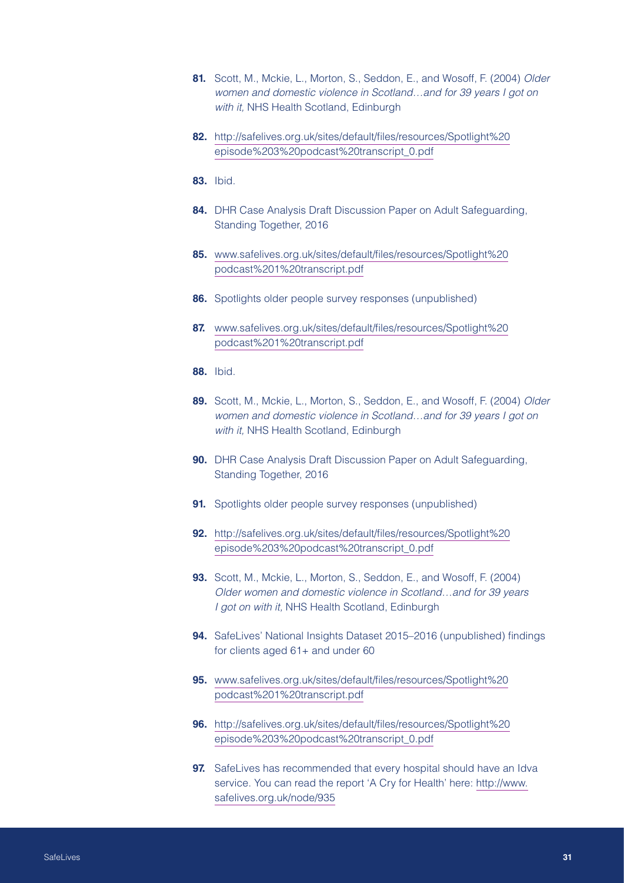81. Scott, M., Mckie, L., Morton, S., Seddon, E., and Wosoff, F. (2004) *Older women and domestic violence in Scotland…and for 39 years I got on with it,* NHS Health Scotland, Edinburgh

82. http://safelives.org.uk/sites/default/files/resources/Spotlight%20episode%203%20podcast%20transcript_0.pdf

83. Ibid.

84. DHR Case Analysis Draft Discussion Paper on Adult Safeguarding, Standing Together, 2016

85. www.safelives.org.uk/sites/default/files/resources/Spotlight%20podcast%201%20transcript.pdf

86. Spotlights older people survey responses (unpublished)

87. www.safelives.org.uk/sites/default/files/resources/Spotlight%20podcast%201%20transcript.pdf

88. Ibid.

89. Scott, M., Mckie, L., Morton, S., Seddon, E., and Wosoff, F. (2004) *Older women and domestic violence in Scotland…and for 39 years I got on with it,* NHS Health Scotland, Edinburgh

90. DHR Case Analysis Draft Discussion Paper on Adult Safeguarding, Standing Together, 2016

91. Spotlights older people survey responses (unpublished)

92. http://safelives.org.uk/sites/default/files/resources/Spotlight%20episode%203%20podcast%20transcript_0.pdf

93. Scott, M., Mckie, L., Morton, S., Seddon, E., and Wosoff, F. (2004) *Older women and domestic violence in Scotland…and for 39 years I got on with it,* NHS Health Scotland, Edinburgh

94. SafeLives' National Insights Dataset 2015–2016 (unpublished) findings for clients aged 61+ and under 60

95. www.safelives.org.uk/sites/default/files/resources/Spotlight%20podcast%201%20transcript.pdf

96. http://safelives.org.uk/sites/default/files/resources/Spotlight%20episode%203%20podcast%20transcript_0.pdf

97. SafeLives has recommended that every hospital should have an Idva service. You can read the report 'A Cry for Health' here: http://www.safelives.org.uk/node/935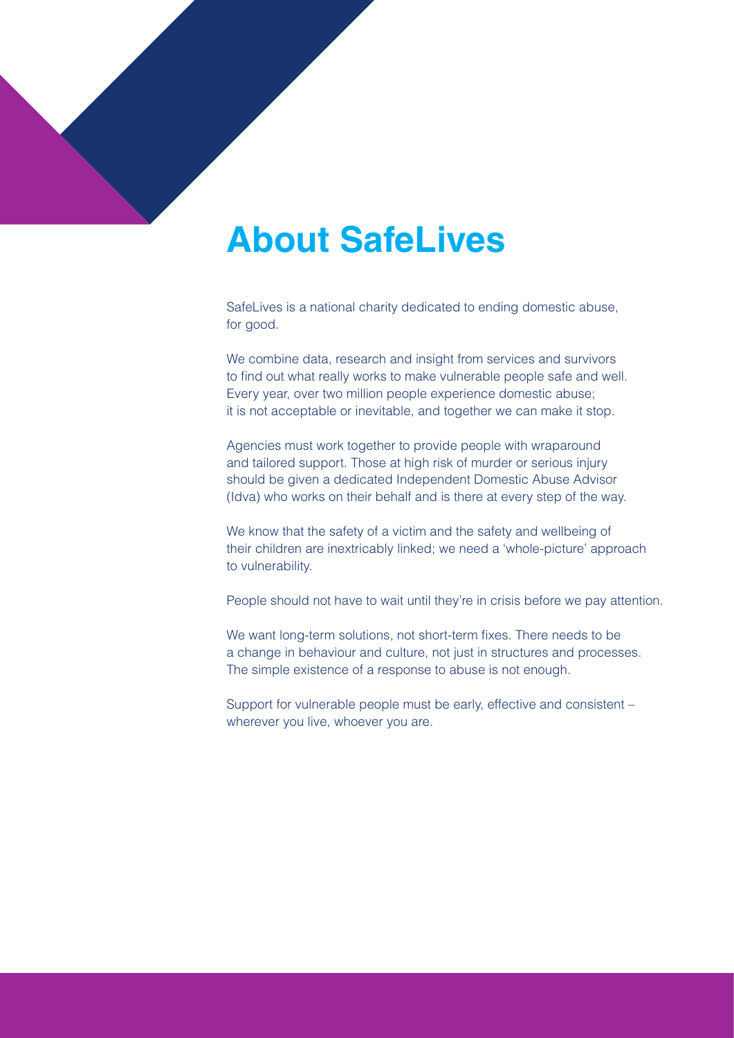# About SafeLives

SafeLives is a national charity dedicated to ending domestic abuse, for good.

We combine data, research and insight from services and survivors to find out what really works to make vulnerable people safe and well. Every year, over two million people experience domestic abuse; it is not acceptable or inevitable, and together we can make it stop.

Agencies must work together to provide people with wraparound and tailored support. Those at high risk of murder or serious injury should be given a dedicated Independent Domestic Abuse Advisor (Idva) who works on their behalf and is there at every step of the way.

We know that the safety of a victim and the safety and wellbeing of their children are inextricably linked; we need a 'whole-picture' approach to vulnerability.

People should not have to wait until they're in crisis before we pay attention.

We want long-term solutions, not short-term fixes. There needs to be a change in behaviour and culture, not just in structures and processes. The simple existence of a response to abuse is not enough.

Support for vulnerable people must be early, effective and consistent – wherever you live, whoever you are.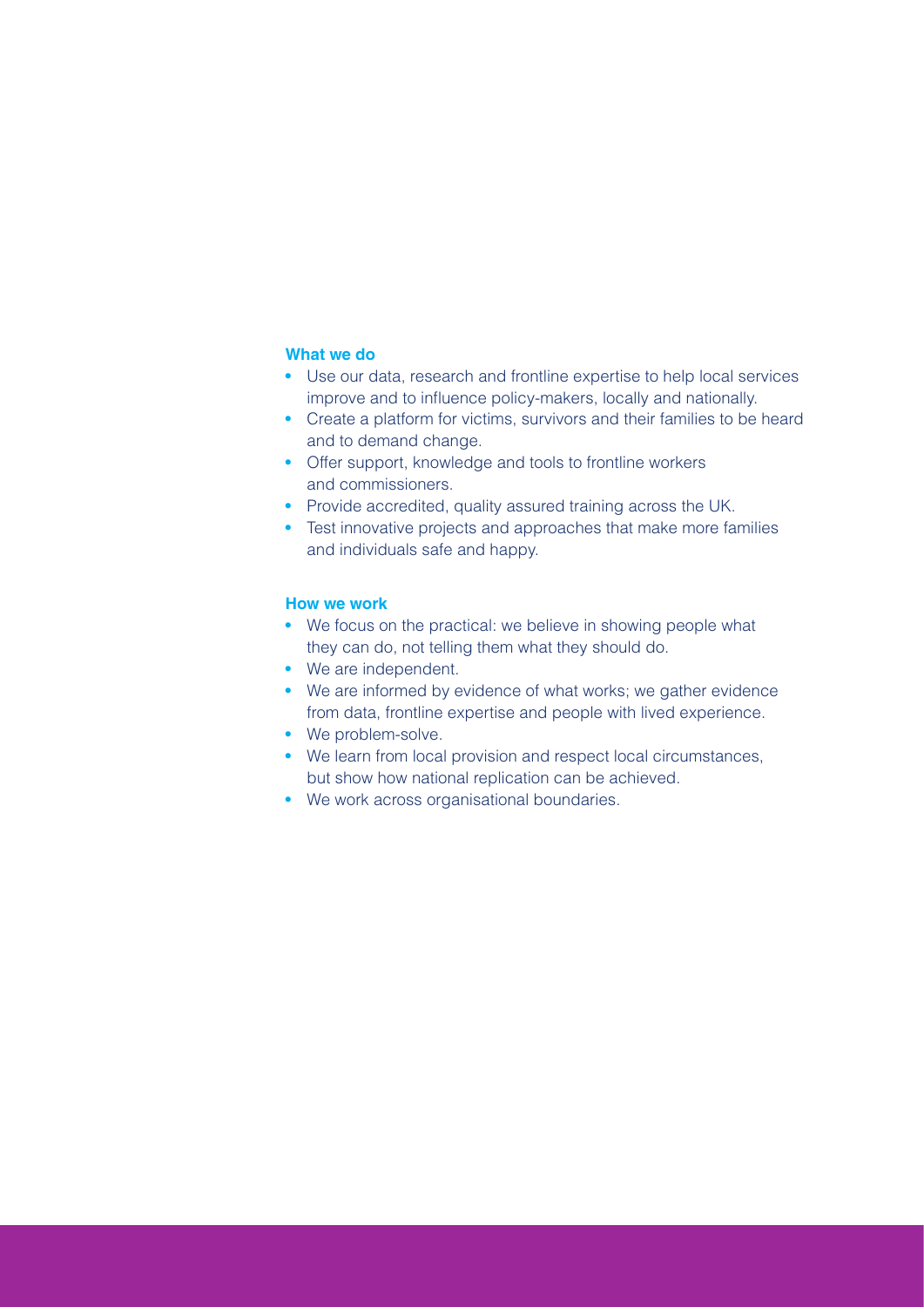### What we do

- Use our data, research and frontline expertise to help local services improve and to influence policy-makers, locally and nationally.
- Create a platform for victims, survivors and their families to be heard and to demand change.
- Offer support, knowledge and tools to frontline workers and commissioners.
- Provide accredited, quality assured training across the UK.
- Test innovative projects and approaches that make more families and individuals safe and happy.

### How we work

- We focus on the practical: we believe in showing people what they can do, not telling them what they should do.
- We are independent.
- We are informed by evidence of what works; we gather evidence from data, frontline expertise and people with lived experience.
- We problem-solve.
- We learn from local provision and respect local circumstances, but show how national replication can be achieved.
- We work across organisational boundaries.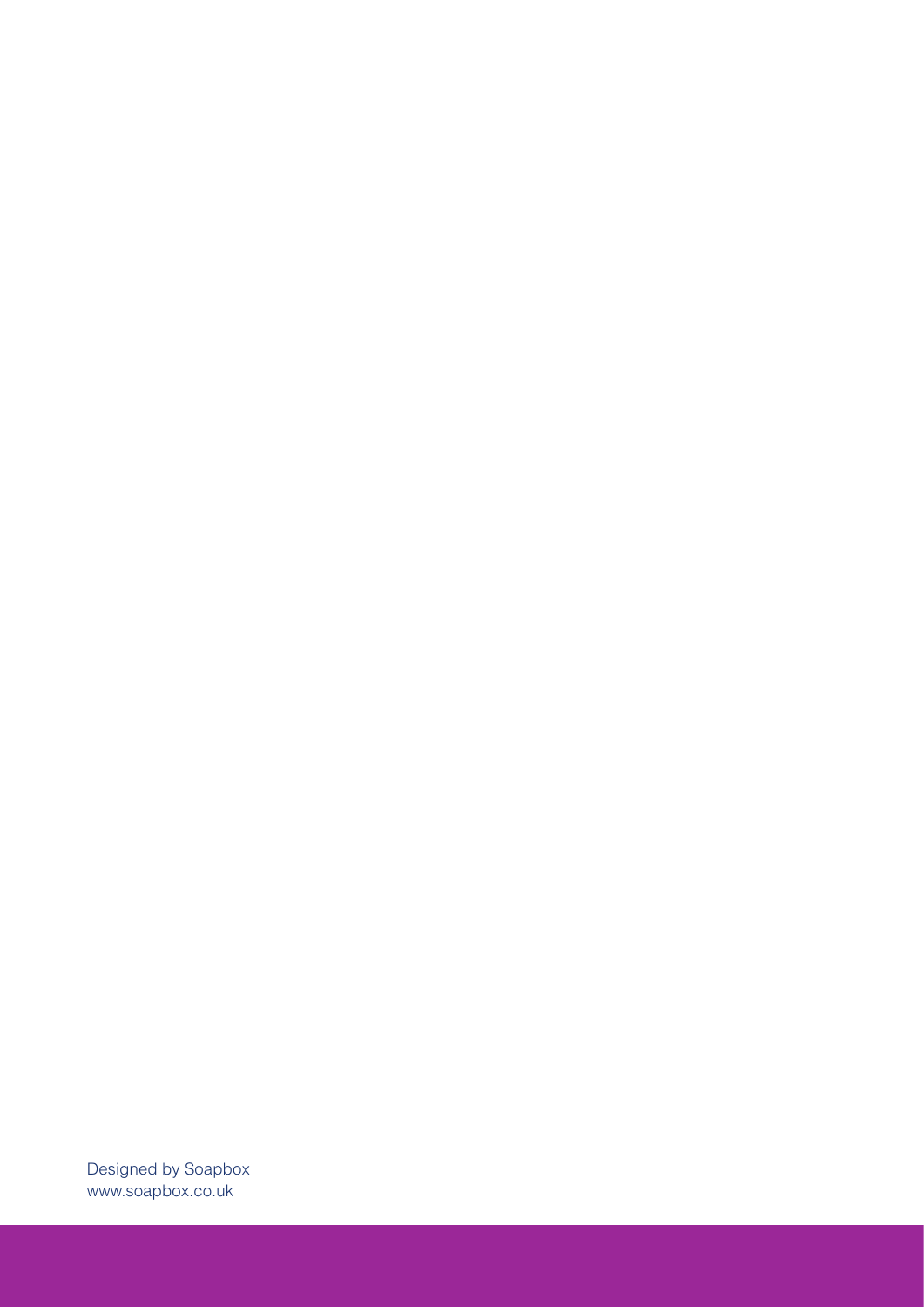Designed by Soapbox
www.soapbox.co.uk